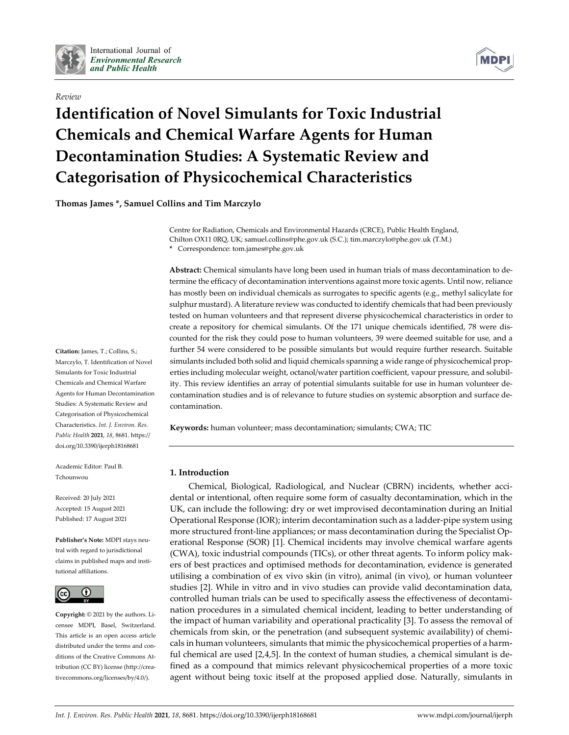*Review*

# Identification of Novel Simulants for Toxic Industrial Chemicals and Chemical Warfare Agents for Human Decontamination Studies: A Systematic Review and Categorisation of Physicochemical Characteristics

**Thomas James \*, Samuel Collins and Tim Marczylo**

Centre for Radiation, Chemicals and Environmental Hazards (CRCE), Public Health England, Chilton OX11 0RQ, UK; samuel.collins@phe.gov.uk (S.C.); tim.marczylo@phe.gov.uk (T.M.)
\* Correspondence: tom.james@phe.gov.uk

**Abstract:** Chemical simulants have long been used in human trials of mass decontamination to determine the efficacy of decontamination interventions against more toxic agents. Until now, reliance has mostly been on individual chemicals as surrogates to specific agents (e.g., methyl salicylate for sulphur mustard). A literature review was conducted to identify chemicals that had been previously tested on human volunteers and that represent diverse physicochemical characteristics in order to create a repository for chemical simulants. Of the 171 unique chemicals identified, 78 were discounted for the risk they could pose to human volunteers, 39 were deemed suitable for use, and a further 54 were considered to be possible simulants but would require further research. Suitable simulants included both solid and liquid chemicals spanning a wide range of physicochemical properties including molecular weight, octanol/water partition coefficient, vapour pressure, and solubility. This review identifies an array of potential simulants suitable for use in human volunteer decontamination studies and is of relevance to future studies on systemic absorption and surface decontamination.

**Keywords:** human volunteer; mass decontamination; simulants; CWA; TIC

**Citation:** James, T.; Collins, S.; Marczylo, T. Identification of Novel Simulants for Toxic Industrial Chemicals and Chemical Warfare Agents for Human Decontamination Studies: A Systematic Review and Categorisation of Physicochemical Characteristics. *Int. J. Environ. Res. Public Health* **2021**, *18*, 8681. https://doi.org/10.3390/ijerph18168681

Academic Editor: Paul B. Tchounwou

Received: 20 July 2021
Accepted: 15 August 2021
Published: 17 August 2021

**Publisher's Note:** MDPI stays neutral with regard to jurisdictional claims in published maps and institutional affiliations.

**Copyright:** © 2021 by the authors. Licensee MDPI, Basel, Switzerland. This article is an open access article distributed under the terms and conditions of the Creative Commons Attribution (CC BY) license (https://creativecommons.org/licenses/by/4.0/).

## 1. Introduction

Chemical, Biological, Radiological, and Nuclear (CBRN) incidents, whether accidental or intentional, often require some form of casualty decontamination, which in the UK, can include the following: dry or wet improvised decontamination during an Initial Operational Response (IOR); interim decontamination such as a ladder-pipe system using more structured front-line appliances; or mass decontamination during the Specialist Operational Response (SOR) [1]. Chemical incidents may involve chemical warfare agents (CWA), toxic industrial compounds (TICs), or other threat agents. To inform policy makers of best practices and optimised methods for decontamination, evidence is generated utilising a combination of ex vivo skin (in vitro), animal (in vivo), or human volunteer studies [2]. While in vitro and in vivo studies can provide valid decontamination data, controlled human trials can be used to specifically assess the effectiveness of decontamination procedures in a simulated chemical incident, leading to better understanding of the impact of human variability and operational practicality [3]. To assess the removal of chemicals from skin, or the penetration (and subsequent systemic availability) of chemicals in human volunteers, simulants that mimic the physicochemical properties of a harmful chemical are used [2,4,5]. In the context of human studies, a chemical simulant is defined as a compound that mimics relevant physicochemical properties of a more toxic agent without being toxic itself at the proposed applied dose. Naturally, simulants in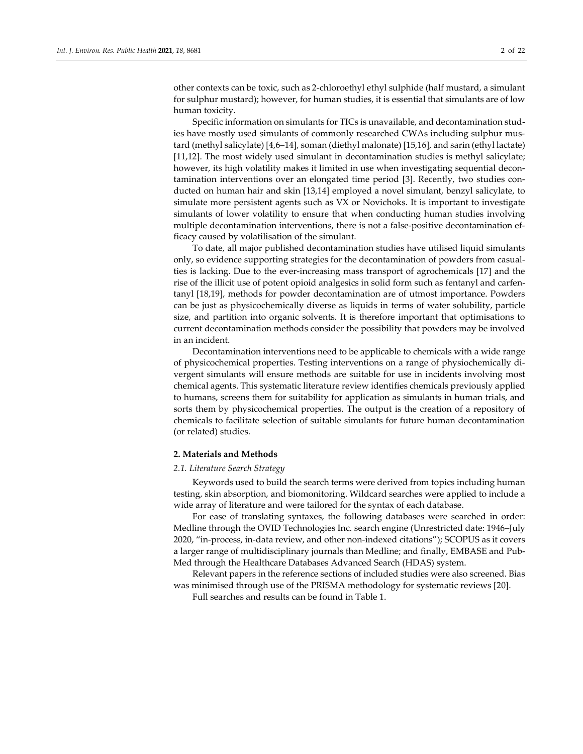other contexts can be toxic, such as 2-chloroethyl ethyl sulphide (half mustard, a simulant for sulphur mustard); however, for human studies, it is essential that simulants are of low human toxicity.

Specific information on simulants for TICs is unavailable, and decontamination studies have mostly used simulants of commonly researched CWAs including sulphur mustard (methyl salicylate) [4,6–14], soman (diethyl malonate) [15,16], and sarin (ethyl lactate) [11,12]. The most widely used simulant in decontamination studies is methyl salicylate; however, its high volatility makes it limited in use when investigating sequential decontamination interventions over an elongated time period [3]. Recently, two studies conducted on human hair and skin [13,14] employed a novel simulant, benzyl salicylate, to simulate more persistent agents such as VX or Novichoks. It is important to investigate simulants of lower volatility to ensure that when conducting human studies involving multiple decontamination interventions, there is not a false-positive decontamination efficacy caused by volatilisation of the simulant.

To date, all major published decontamination studies have utilised liquid simulants only, so evidence supporting strategies for the decontamination of powders from casualties is lacking. Due to the ever-increasing mass transport of agrochemicals [17] and the rise of the illicit use of potent opioid analgesics in solid form such as fentanyl and carfentanyl [18,19], methods for powder decontamination are of utmost importance. Powders can be just as physicochemically diverse as liquids in terms of water solubility, particle size, and partition into organic solvents. It is therefore important that optimisations to current decontamination methods consider the possibility that powders may be involved in an incident.

Decontamination interventions need to be applicable to chemicals with a wide range of physicochemical properties. Testing interventions on a range of physiochemically divergent simulants will ensure methods are suitable for use in incidents involving most chemical agents. This systematic literature review identifies chemicals previously applied to humans, screens them for suitability for application as simulants in human trials, and sorts them by physicochemical properties. The output is the creation of a repository of chemicals to facilitate selection of suitable simulants for future human decontamination (or related) studies.

## 2. Materials and Methods

### *2.1. Literature Search Strategy*

Keywords used to build the search terms were derived from topics including human testing, skin absorption, and biomonitoring. Wildcard searches were applied to include a wide array of literature and were tailored for the syntax of each database.

For ease of translating syntaxes, the following databases were searched in order: Medline through the OVID Technologies Inc. search engine (Unrestricted date: 1946–July 2020, "in-process, in-data review, and other non-indexed citations"); SCOPUS as it covers a larger range of multidisciplinary journals than Medline; and finally, EMBASE and PubMed through the Healthcare Databases Advanced Search (HDAS) system.

Relevant papers in the reference sections of included studies were also screened. Bias was minimised through use of the PRISMA methodology for systematic reviews [20].

Full searches and results can be found in Table 1.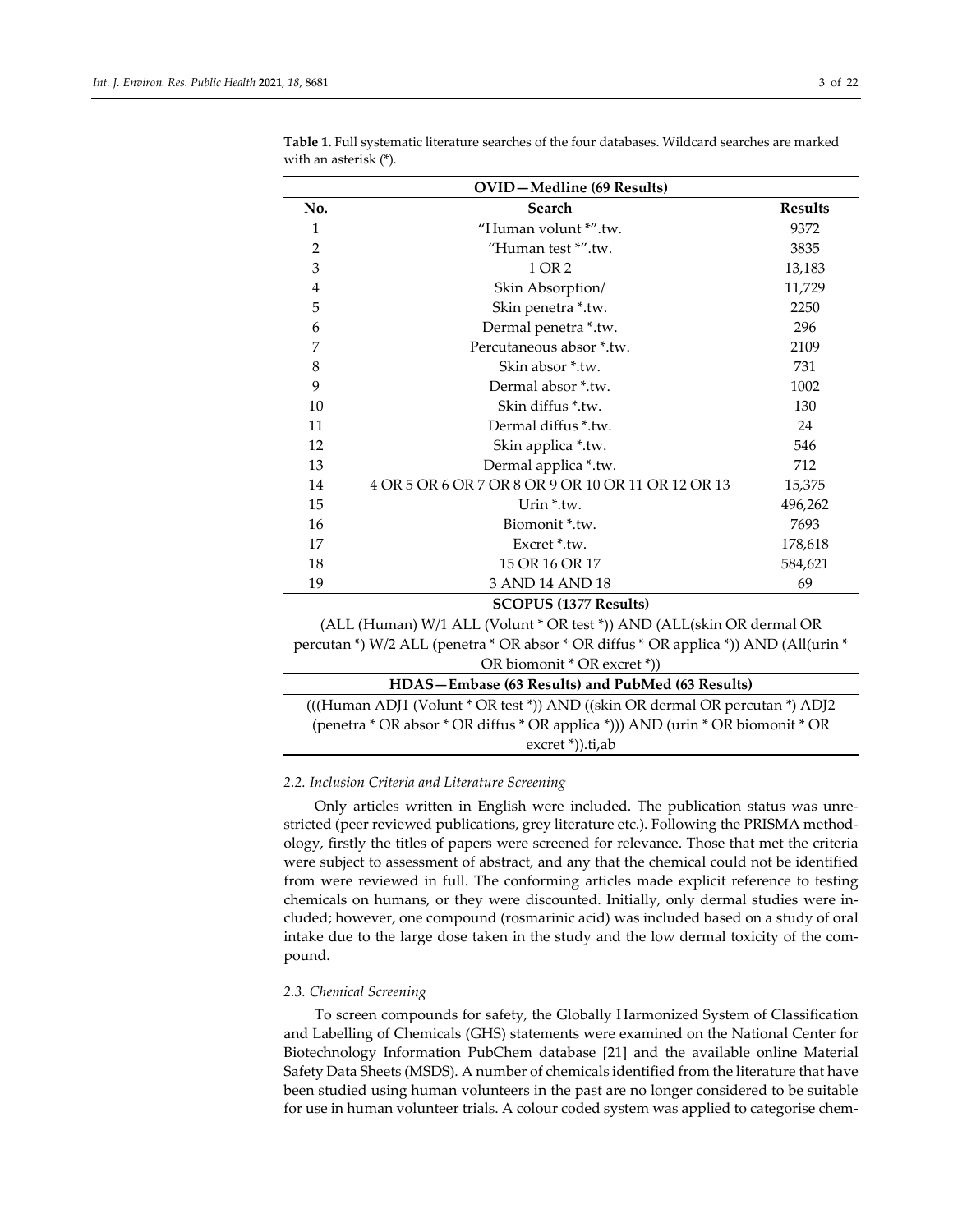**Table 1.** Full systematic literature searches of the four databases. Wildcard searches are marked with an asterisk (*).

| No. | Search | Results |
|---|---|---|
| **OVID—Medline (69 Results)** | | |
| 1 | "Human volunt *".tw. | 9372 |
| 2 | "Human test *".tw. | 3835 |
| 3 | 1 OR 2 | 13,183 |
| 4 | Skin Absorption/ | 11,729 |
| 5 | Skin penetra *.tw. | 2250 |
| 6 | Dermal penetra *.tw. | 296 |
| 7 | Percutaneous absor *.tw. | 2109 |
| 8 | Skin absor *.tw. | 731 |
| 9 | Dermal absor *.tw. | 1002 |
| 10 | Skin diffus *.tw. | 130 |
| 11 | Dermal diffus *.tw. | 24 |
| 12 | Skin applica *.tw. | 546 |
| 13 | Dermal applica *.tw. | 712 |
| 14 | 4 OR 5 OR 6 OR 7 OR 8 OR 9 OR 10 OR 11 OR 12 OR 13 | 15,375 |
| 15 | Urin *.tw. | 496,262 |
| 16 | Biomonit *.tw. | 7693 |
| 17 | Excret *.tw. | 178,618 |
| 18 | 15 OR 16 OR 17 | 584,621 |
| 19 | 3 AND 14 AND 18 | 69 |
| **SCOPUS (1377 Results)** | | |
| (ALL (Human) W/1 ALL (Volunt * OR test *)) AND (ALL(skin OR dermal OR percutan *) W/2 ALL (penetra * OR absor * OR diffus * OR applica *)) AND (All(urin * OR biomonit * OR excret *)) | | |
| **HDAS—Embase (63 Results) and PubMed (63 Results)** | | |
| (((Human ADJ1 (Volunt * OR test *)) AND ((skin OR dermal OR percutan *) ADJ2 (penetra * OR absor * OR diffus * OR applica *))) AND (urin * OR biomonit * OR excret *)).ti,ab | | |

### 2.2. Inclusion Criteria and Literature Screening

Only articles written in English were included. The publication status was unrestricted (peer reviewed publications, grey literature etc.). Following the PRISMA methodology, firstly the titles of papers were screened for relevance. Those that met the criteria were subject to assessment of abstract, and any that the chemical could not be identified from were reviewed in full. The conforming articles made explicit reference to testing chemicals on humans, or they were discounted. Initially, only dermal studies were included; however, one compound (rosmarinic acid) was included based on a study of oral intake due to the large dose taken in the study and the low dermal toxicity of the compound.

### 2.3. Chemical Screening

To screen compounds for safety, the Globally Harmonized System of Classification and Labelling of Chemicals (GHS) statements were examined on the National Center for Biotechnology Information PubChem database [21] and the available online Material Safety Data Sheets (MSDS). A number of chemicals identified from the literature that have been studied using human volunteers in the past are no longer considered to be suitable for use in human volunteer trials. A colour coded system was applied to categorise chem-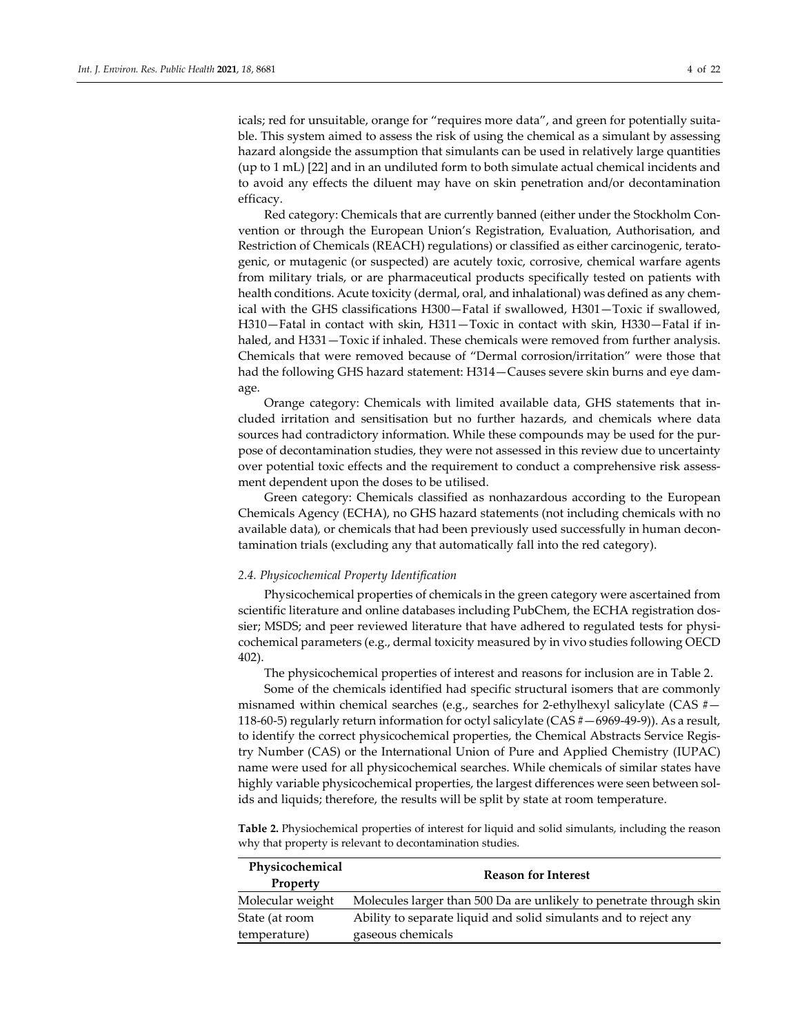icals; red for unsuitable, orange for "requires more data", and green for potentially suitable. This system aimed to assess the risk of using the chemical as a simulant by assessing hazard alongside the assumption that simulants can be used in relatively large quantities (up to 1 mL) [22] and in an undiluted form to both simulate actual chemical incidents and to avoid any effects the diluent may have on skin penetration and/or decontamination efficacy.

Red category: Chemicals that are currently banned (either under the Stockholm Convention or through the European Union's Registration, Evaluation, Authorisation, and Restriction of Chemicals (REACH) regulations) or classified as either carcinogenic, teratogenic, or mutagenic (or suspected) are acutely toxic, corrosive, chemical warfare agents from military trials, or are pharmaceutical products specifically tested on patients with health conditions. Acute toxicity (dermal, oral, and inhalational) was defined as any chemical with the GHS classifications H300—Fatal if swallowed, H301—Toxic if swallowed, H310—Fatal in contact with skin, H311—Toxic in contact with skin, H330—Fatal if inhaled, and H331—Toxic if inhaled. These chemicals were removed from further analysis. Chemicals that were removed because of "Dermal corrosion/irritation" were those that had the following GHS hazard statement: H314—Causes severe skin burns and eye damage.

Orange category: Chemicals with limited available data, GHS statements that included irritation and sensitisation but no further hazards, and chemicals where data sources had contradictory information. While these compounds may be used for the purpose of decontamination studies, they were not assessed in this review due to uncertainty over potential toxic effects and the requirement to conduct a comprehensive risk assessment dependent upon the doses to be utilised.

Green category: Chemicals classified as nonhazardous according to the European Chemicals Agency (ECHA), no GHS hazard statements (not including chemicals with no available data), or chemicals that had been previously used successfully in human decontamination trials (excluding any that automatically fall into the red category).

### *2.4. Physicochemical Property Identification*

Physicochemical properties of chemicals in the green category were ascertained from scientific literature and online databases including PubChem, the ECHA registration dossier; MSDS; and peer reviewed literature that have adhered to regulated tests for physicochemical parameters (e.g., dermal toxicity measured by in vivo studies following OECD 402).

The physicochemical properties of interest and reasons for inclusion are in Table 2.

Some of the chemicals identified had specific structural isomers that are commonly misnamed within chemical searches (e.g., searches for 2-ethylhexyl salicylate (CAS #—118-60-5) regularly return information for octyl salicylate (CAS #—6969-49-9)). As a result, to identify the correct physicochemical properties, the Chemical Abstracts Service Registry Number (CAS) or the International Union of Pure and Applied Chemistry (IUPAC) name were used for all physicochemical searches. While chemicals of similar states have highly variable physicochemical properties, the largest differences were seen between solids and liquids; therefore, the results will be split by state at room temperature.

**Table 2.** Physiochemical properties of interest for liquid and solid simulants, including the reason why that property is relevant to decontamination studies.

| Physicochemical Property | Reason for Interest |
| --- | --- |
| Molecular weight | Molecules larger than 500 Da are unlikely to penetrate through skin |
| State (at room temperature) | Ability to separate liquid and solid simulants and to reject any gaseous chemicals |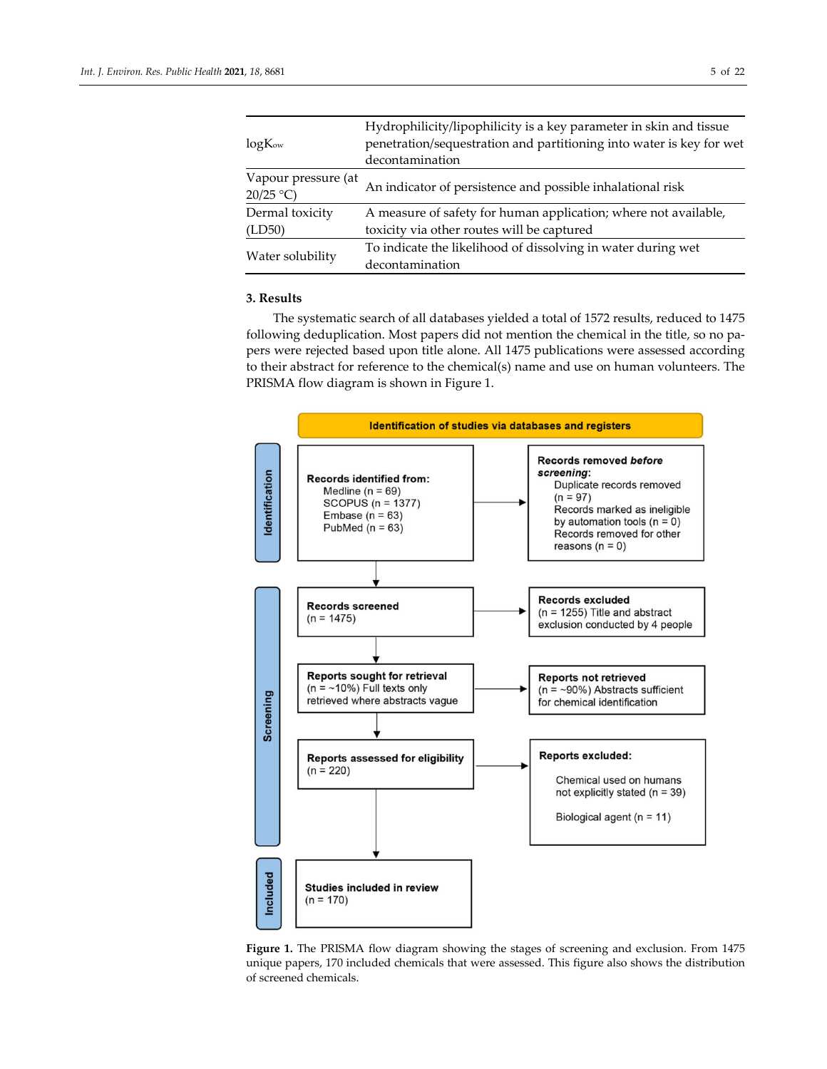| | |
|---|---|
| $logK_{ow}$ | Hydrophilicity/lipophilicity is a key parameter in skin and tissue penetration/sequestration and partitioning into water is key for wet decontamination |
| Vapour pressure (at 20/25 °C) | An indicator of persistence and possible inhalational risk |
| Dermal toxicity (LD50) | A measure of safety for human application; where not available, toxicity via other routes will be captured |
| Water solubility | To indicate the likelihood of dissolving in water during wet decontamination |

## 3. Results

The systematic search of all databases yielded a total of 1572 results, reduced to 1475 following deduplication. Most papers did not mention the chemical in the title, so no papers were rejected based upon title alone. All 1475 publications were assessed according to their abstract for reference to the chemical(s) name and use on human volunteers. The PRISMA flow diagram is shown in Figure 1.

**Identification of studies via databases and registers**

**Identification**

- **Records identified from:** Medline (n = 69), SCOPUS (n = 1377), Embase (n = 63), PubMed (n = 63)
- **Records removed *before screening*:** Duplicate records removed (n = 97); Records marked as ineligible by automation tools (n = 0); Records removed for other reasons (n = 0)

**Screening**

- **Records screened** (n = 1475)
- **Records excluded** (n = 1255) Title and abstract exclusion conducted by 4 people
- **Reports sought for retrieval** (n = ~10%) Full texts only retrieved where abstracts vague
- **Reports not retrieved** (n = ~90%) Abstracts sufficient for chemical identification
- **Reports assessed for eligibility** (n = 220)
- **Reports excluded:** Chemical used on humans not explicitly stated (n = 39); Biological agent (n = 11)

**Included**

- **Studies included in review** (n = 170)

**Figure 1.** The PRISMA flow diagram showing the stages of screening and exclusion. From 1475 unique papers, 170 included chemicals that were assessed. This figure also shows the distribution of screened chemicals.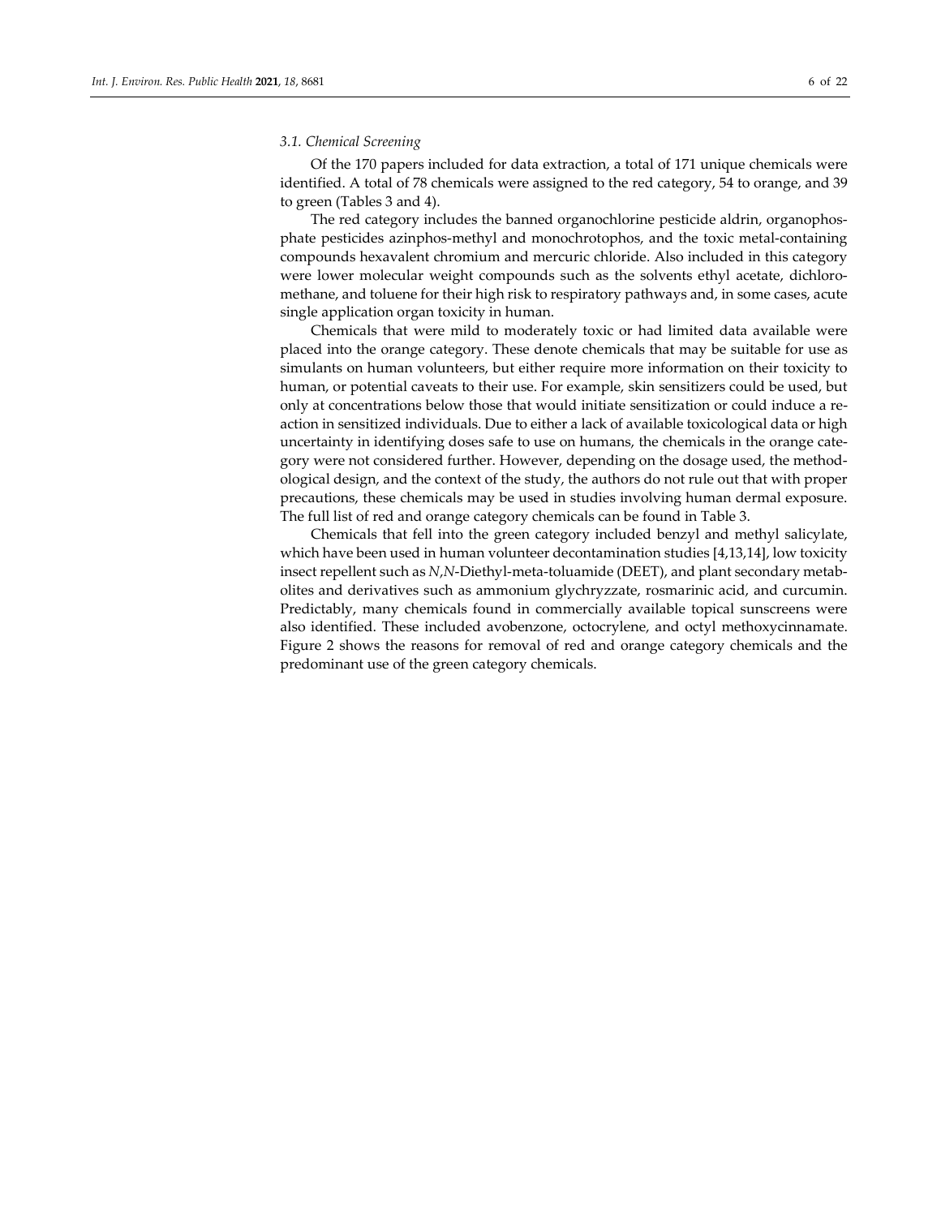### 3.1. Chemical Screening

Of the 170 papers included for data extraction, a total of 171 unique chemicals were identified. A total of 78 chemicals were assigned to the red category, 54 to orange, and 39 to green (Tables 3 and 4).

The red category includes the banned organochlorine pesticide aldrin, organophosphate pesticides azinphos-methyl and monochrotophos, and the toxic metal-containing compounds hexavalent chromium and mercuric chloride. Also included in this category were lower molecular weight compounds such as the solvents ethyl acetate, dichloromethane, and toluene for their high risk to respiratory pathways and, in some cases, acute single application organ toxicity in human.

Chemicals that were mild to moderately toxic or had limited data available were placed into the orange category. These denote chemicals that may be suitable for use as simulants on human volunteers, but either require more information on their toxicity to human, or potential caveats to their use. For example, skin sensitizers could be used, but only at concentrations below those that would initiate sensitization or could induce a reaction in sensitized individuals. Due to either a lack of available toxicological data or high uncertainty in identifying doses safe to use on humans, the chemicals in the orange category were not considered further. However, depending on the dosage used, the methodological design, and the context of the study, the authors do not rule out that with proper precautions, these chemicals may be used in studies involving human dermal exposure. The full list of red and orange category chemicals can be found in Table 3.

Chemicals that fell into the green category included benzyl and methyl salicylate, which have been used in human volunteer decontamination studies [4,13,14], low toxicity insect repellent such as *N*,*N*-Diethyl-meta-toluamide (DEET), and plant secondary metabolites and derivatives such as ammonium glychryzzate, rosmarinic acid, and curcumin. Predictably, many chemicals found in commercially available topical sunscreens were also identified. These included avobenzone, octocrylene, and octyl methoxycinnamate. Figure 2 shows the reasons for removal of red and orange category chemicals and the predominant use of the green category chemicals.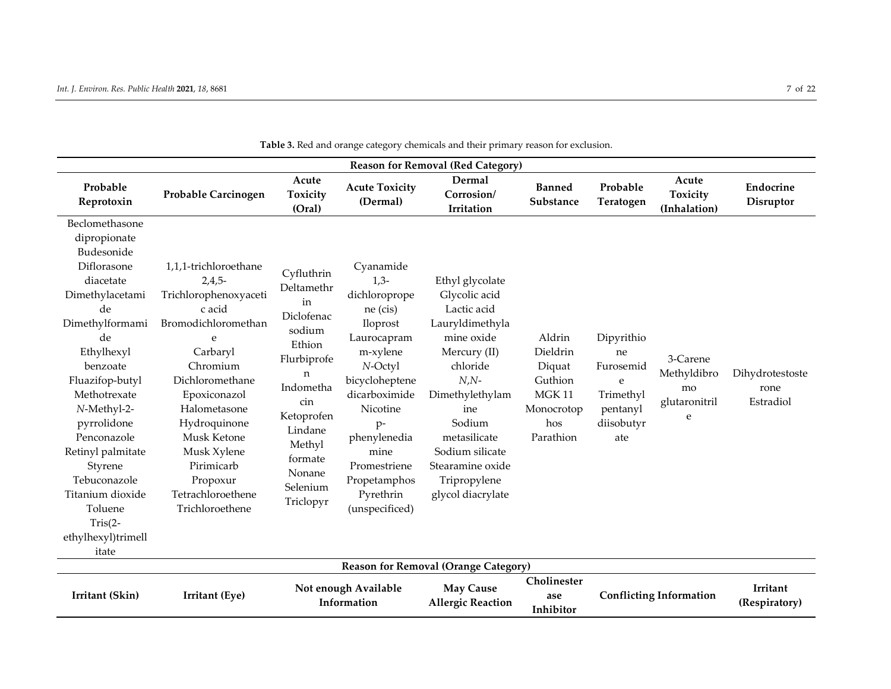**Table 3.** Red and orange category chemicals and their primary reason for exclusion.

| Reason for Removal (Red Category) | | | | | | | | |
|---|---|---|---|---|---|---|---|---|
| **Probable Reprotoxin** | **Probable Carcinogen** | **Acute Toxicity (Oral)** | **Acute Toxicity (Dermal)** | **Dermal Corrosion/ Irritation** | **Banned Substance** | **Probable Teratogen** | **Acute Toxicity (Inhalation)** | **Endocrine Disruptor** |
| Beclomethasone dipropionate<br>Budesonide<br>Diflorasone diacetate<br>Dimethylacetamide<br>Dimethylformamide<br>Ethylhexyl benzoate<br>Fluazifop-butyl<br>Methotrexate<br>*N*-Methyl-2-pyrrolidone<br>Penconazole<br>Retinyl palmitate<br>Styrene<br>Tebuconazole<br>Titanium dioxide<br>Toluene<br>Tris(2-ethylhexyl)trimellitate | 1,1,1-trichloroethane<br>2,4,5-Trichlorophenoxyacetic acid<br>Bromodichloromethane<br>Carbaryl<br>Chromium<br>Dichloromethane<br>Epoxiconazol<br>Halometasone<br>Hydroquinone<br>Musk Ketone<br>Musk Xylene<br>Pirimicarb<br>Propoxur<br>Tetrachloroethene<br>Trichloroethene | Cyfluthrin<br>Deltamethrin<br>Diclofenac sodium<br>Ethion<br>Flurbiprofen<br>Indomethacin<br>Ketoprofen<br>Lindane<br>Methyl formate<br>Nonane<br>Selenium<br>Triclopyr | Cyanamide<br>1,3-dichloropropene (cis)<br>Iloprost<br>Laurocapram<br>m-xylene<br>*N*-Octyl bicycloheptene dicarboximide<br>Nicotine<br>p-phenylenediamine<br>Promestriene<br>Propetamphos<br>Pyrethrin (unspecified) | Ethyl glycolate<br>Glycolic acid<br>Lactic acid<br>Lauryldimethylamine oxide<br>Mercury (II) chloride<br>*N*,*N*-Dimethylethylamine<br>Sodium metasilicate<br>Sodium silicate<br>Stearamine oxide<br>Tripropylene glycol diacrylate | Aldrin<br>Dieldrin<br>Diquat<br>Guthion<br>MGK 11<br>Monocrotophos<br>Parathion | Dipyrithione<br>Furosemide<br>Trimethyl pentanyl diisobutyrate | 3-Carene<br>Methyldibromo glutaronitrile | Dihydrotestosterone<br>Estradiol |
| **Reason for Removal (Orange Category)** | | | | | | | | |
| **Irritant (Skin)** | **Irritant (Eye)** | **Not enough Available Information** | | **May Cause Allergic Reaction** | **Cholinesterase Inhibitor** | **Conflicting Information** | | **Irritant (Respiratory)** |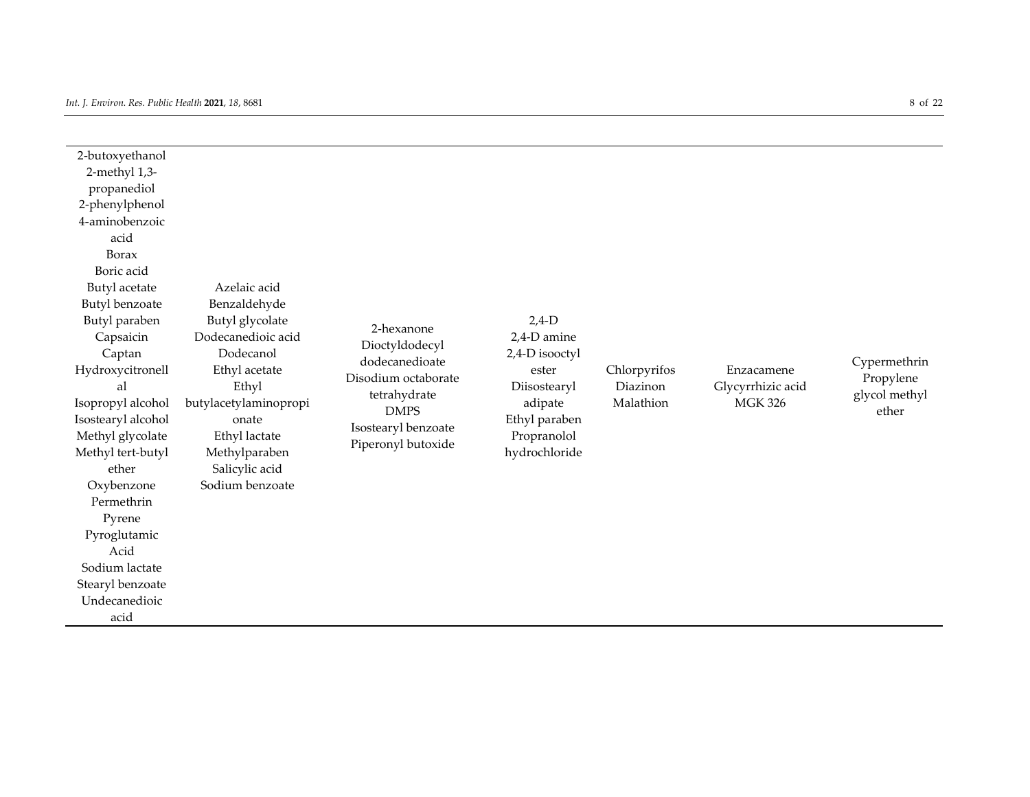| | | | | | | |
|---|---|---|---|---|---|---|
| 2-butoxyethanol<br>2-methyl 1,3-propanediol<br>2-phenylphenol<br>4-aminobenzoic acid<br>Borax<br>Boric acid<br>Butyl acetate<br>Butyl benzoate<br>Butyl paraben<br>Capsaicin<br>Captan<br>Hydroxycitronellal<br>Isopropyl alcohol<br>Isostearyl alcohol<br>Methyl glycolate<br>Methyl tert-butyl ether<br>Oxybenzone<br>Permethrin<br>Pyrene<br>Pyroglutamic Acid<br>Sodium lactate<br>Stearyl benzoate<br>Undecanedioic acid | Azelaic acid<br>Benzaldehyde<br>Butyl glycolate<br>Dodecanedioic acid<br>Dodecanol<br>Ethyl acetate<br>Ethyl butylacetylaminopropionate<br>Ethyl lactate<br>Methylparaben<br>Salicylic acid<br>Sodium benzoate | 2-hexanone<br>Dioctyldodecyl dodecanedioate<br>Disodium octaborate tetrahydrate<br>DMPS<br>Isostearyl benzoate<br>Piperonyl butoxide | 2,4-D<br>2,4-D amine<br>2,4-D isooctyl ester<br>Diisostearyl adipate<br>Ethyl paraben<br>Propranolol hydrochloride | Chlorpyrifos<br>Diazinon<br>Malathion | Enzacamene<br>Glycyrrhizic acid<br>MGK 326 | Cypermethrin<br>Propylene glycol methyl ether |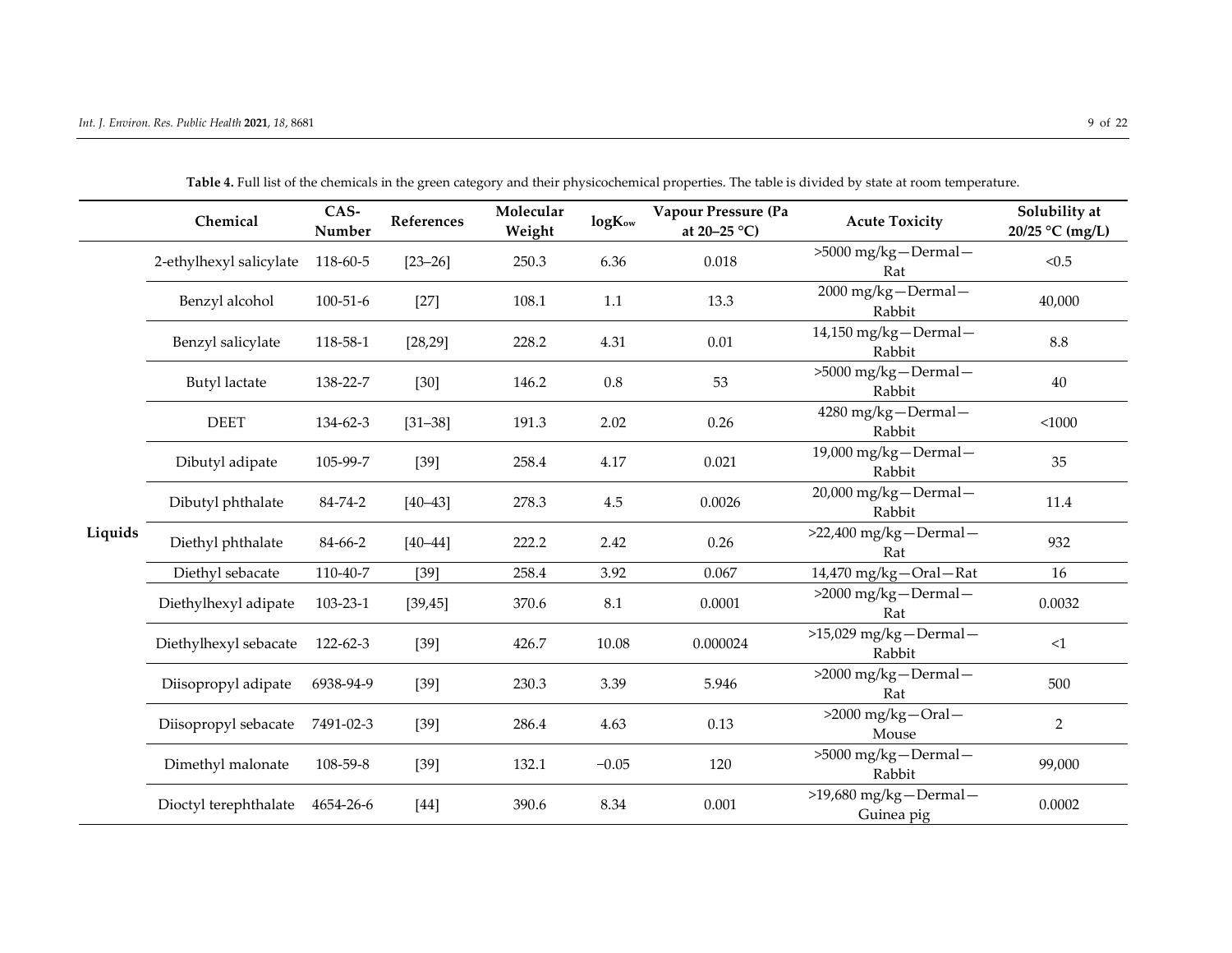**Table 4.** Full list of the chemicals in the green category and their physicochemical properties. The table is divided by state at room temperature.

| | Chemical | CAS-Number | References | Molecular Weight | $logK_{ow}$ | Vapour Pressure (Pa at 20–25 °C) | Acute Toxicity | Solubility at 20/25 °C (mg/L) |
|---|---|---|---|---|---|---|---|---|
| Liquids | 2-ethylhexyl salicylate | 118-60-5 | [23–26] | 250.3 | 6.36 | 0.018 | >5000 mg/kg—Dermal—Rat | <0.5 |
| | Benzyl alcohol | 100-51-6 | [27] | 108.1 | 1.1 | 13.3 | 2000 mg/kg—Dermal—Rabbit | 40,000 |
| | Benzyl salicylate | 118-58-1 | [28,29] | 228.2 | 4.31 | 0.01 | 14,150 mg/kg—Dermal—Rabbit | 8.8 |
| | Butyl lactate | 138-22-7 | [30] | 146.2 | 0.8 | 53 | >5000 mg/kg—Dermal—Rabbit | 40 |
| | DEET | 134-62-3 | [31–38] | 191.3 | 2.02 | 0.26 | 4280 mg/kg—Dermal—Rabbit | <1000 |
| | Dibutyl adipate | 105-99-7 | [39] | 258.4 | 4.17 | 0.021 | 19,000 mg/kg—Dermal—Rabbit | 35 |
| | Dibutyl phthalate | 84-74-2 | [40–43] | 278.3 | 4.5 | 0.0026 | 20,000 mg/kg—Dermal—Rabbit | 11.4 |
| | Diethyl phthalate | 84-66-2 | [40–44] | 222.2 | 2.42 | 0.26 | >22,400 mg/kg—Dermal—Rat | 932 |
| | Diethyl sebacate | 110-40-7 | [39] | 258.4 | 3.92 | 0.067 | 14,470 mg/kg—Oral—Rat | 16 |
| | Diethylhexyl adipate | 103-23-1 | [39,45] | 370.6 | 8.1 | 0.0001 | >2000 mg/kg—Dermal—Rat | 0.0032 |
| | Diethylhexyl sebacate | 122-62-3 | [39] | 426.7 | 10.08 | 0.000024 | >15,029 mg/kg—Dermal—Rabbit | <1 |
| | Diisopropyl adipate | 6938-94-9 | [39] | 230.3 | 3.39 | 5.946 | >2000 mg/kg—Dermal—Rat | 500 |
| | Diisopropyl sebacate | 7491-02-3 | [39] | 286.4 | 4.63 | 0.13 | >2000 mg/kg—Oral—Mouse | 2 |
| | Dimethyl malonate | 108-59-8 | [39] | 132.1 | −0.05 | 120 | >5000 mg/kg—Dermal—Rabbit | 99,000 |
| | Dioctyl terephthalate | 4654-26-6 | [44] | 390.6 | 8.34 | 0.001 | >19,680 mg/kg—Dermal—Guinea pig | 0.0002 |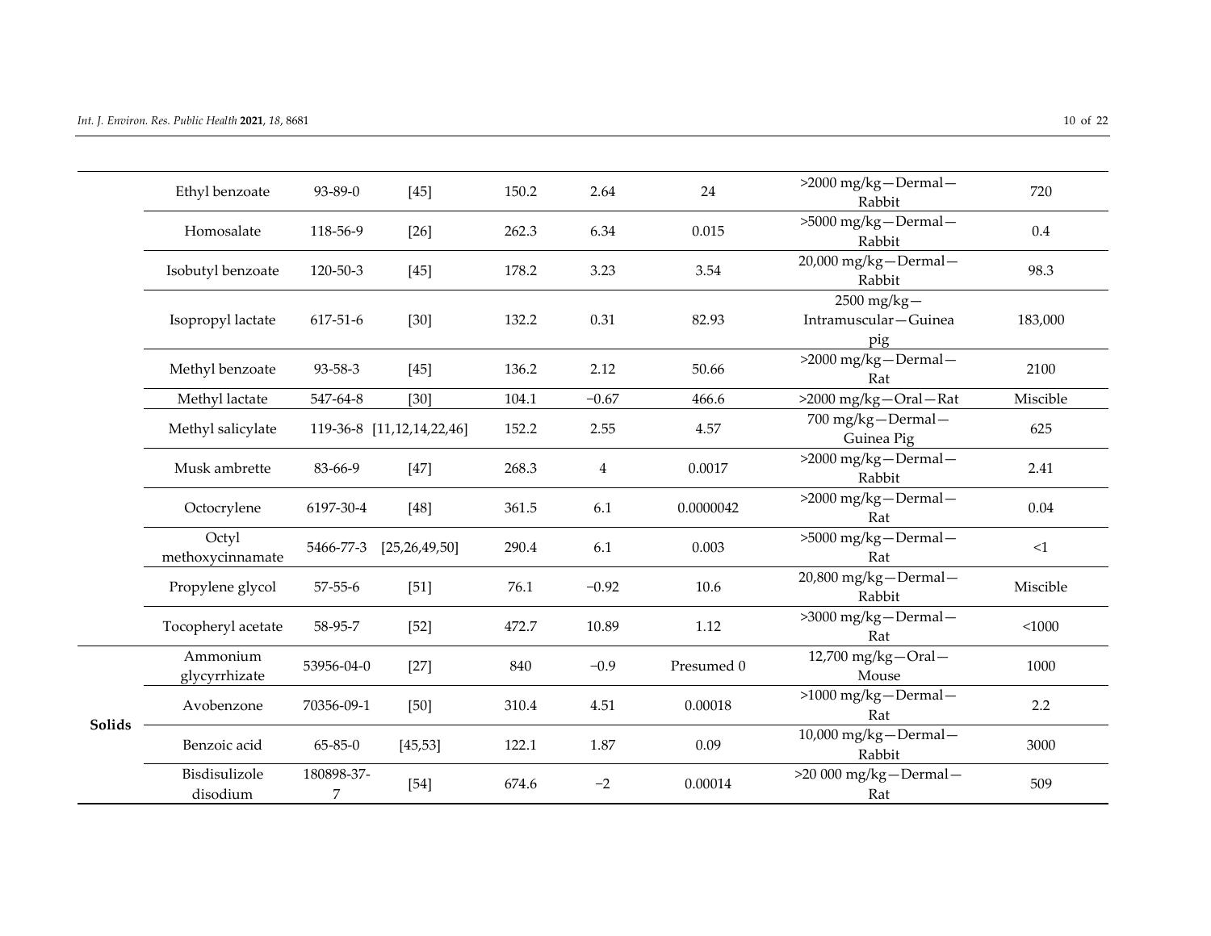| | | | | | | | | |
|---|---|---|---|---|---|---|---|---|
| | Ethyl benzoate | 93-89-0 | [45] | 150.2 | 2.64 | 24 | >2000 mg/kg—Dermal—Rabbit | 720 |
| | Homosalate | 118-56-9 | [26] | 262.3 | 6.34 | 0.015 | >5000 mg/kg—Dermal—Rabbit | 0.4 |
| | Isobutyl benzoate | 120-50-3 | [45] | 178.2 | 3.23 | 3.54 | 20,000 mg/kg—Dermal—Rabbit | 98.3 |
| | Isopropyl lactate | 617-51-6 | [30] | 132.2 | 0.31 | 82.93 | 2500 mg/kg—Intramuscular—Guinea pig | 183,000 |
| | Methyl benzoate | 93-58-3 | [45] | 136.2 | 2.12 | 50.66 | >2000 mg/kg—Dermal—Rat | 2100 |
| | Methyl lactate | 547-64-8 | [30] | 104.1 | −0.67 | 466.6 | >2000 mg/kg—Oral—Rat | Miscible |
| | Methyl salicylate | 119-36-8 | [11,12,14,22,46] | 152.2 | 2.55 | 4.57 | 700 mg/kg—Dermal—Guinea Pig | 625 |
| | Musk ambrette | 83-66-9 | [47] | 268.3 | 4 | 0.0017 | >2000 mg/kg—Dermal—Rabbit | 2.41 |
| | Octocrylene | 6197-30-4 | [48] | 361.5 | 6.1 | 0.0000042 | >2000 mg/kg—Dermal—Rat | 0.04 |
| | Octyl methoxycinnamate | 5466-77-3 | [25,26,49,50] | 290.4 | 6.1 | 0.003 | >5000 mg/kg—Dermal—Rat | <1 |
| | Propylene glycol | 57-55-6 | [51] | 76.1 | −0.92 | 10.6 | 20,800 mg/kg—Dermal—Rabbit | Miscible |
| | Tocopheryl acetate | 58-95-7 | [52] | 472.7 | 10.89 | 1.12 | >3000 mg/kg—Dermal—Rat | <1000 |
| **Solids** | Ammonium glycyrrhizate | 53956-04-0 | [27] | 840 | −0.9 | Presumed 0 | 12,700 mg/kg—Oral—Mouse | 1000 |
| | Avobenzone | 70356-09-1 | [50] | 310.4 | 4.51 | 0.00018 | >1000 mg/kg—Dermal—Rat | 2.2 |
| | Benzoic acid | 65-85-0 | [45,53] | 122.1 | 1.87 | 0.09 | 10,000 mg/kg—Dermal—Rabbit | 3000 |
| | Bisdisulizole disodium | 180898-37-7 | [54] | 674.6 | −2 | 0.00014 | >20 000 mg/kg—Dermal—Rat | 509 |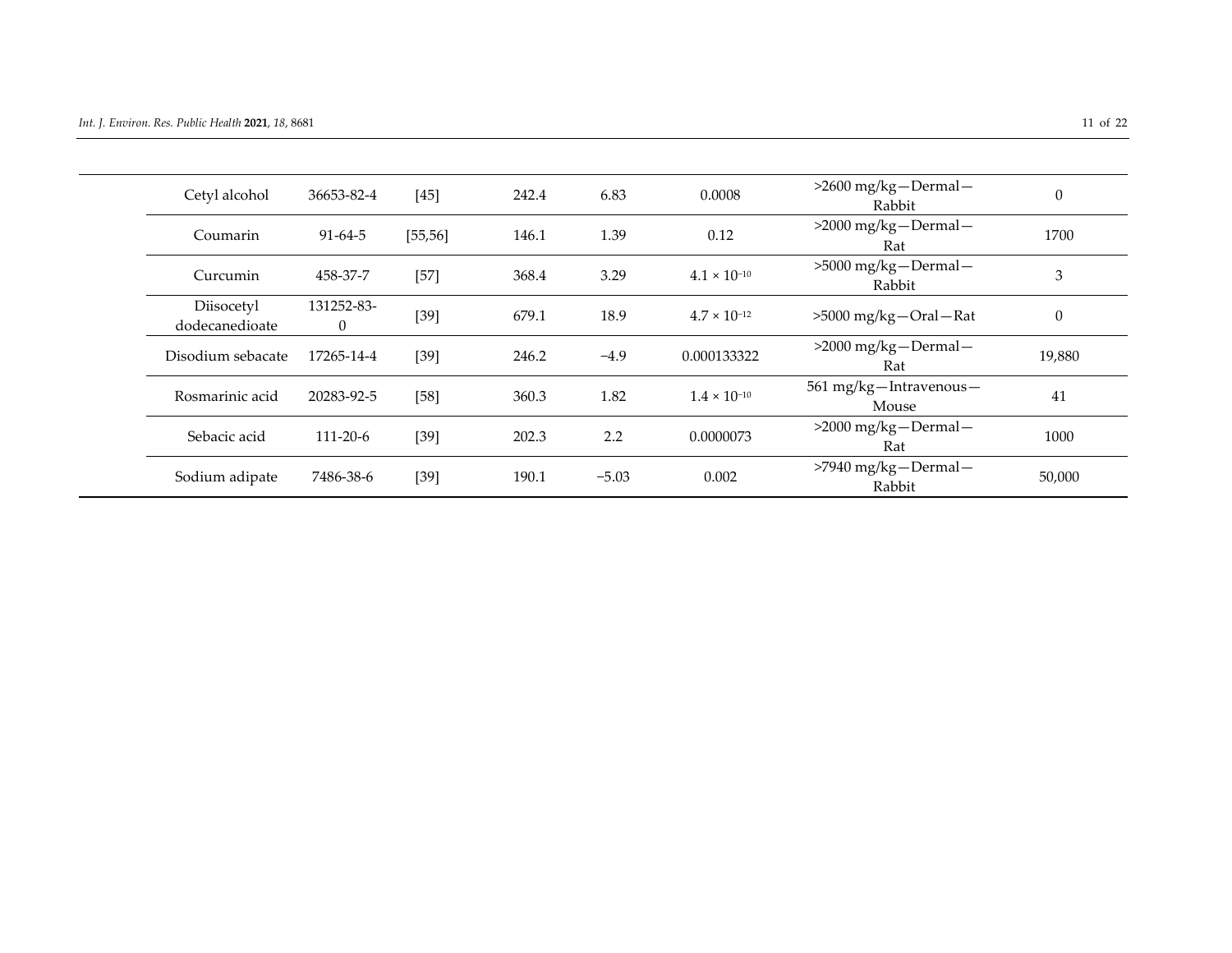| | | | | | | | |
|---|---|---|---|---|---|---|---|
| Cetyl alcohol | 36653-82-4 | [45] | 242.4 | 6.83 | 0.0008 | >2600 mg/kg—Dermal—Rabbit | 0 |
| Coumarin | 91-64-5 | [55,56] | 146.1 | 1.39 | 0.12 | >2000 mg/kg—Dermal—Rat | 1700 |
| Curcumin | 458-37-7 | [57] | 368.4 | 3.29 | $4.1 \times 10^{-10}$ | >5000 mg/kg—Dermal—Rabbit | 3 |
| Diisocetyl dodecanedioate | 131252-83-0 | [39] | 679.1 | 18.9 | $4.7 \times 10^{-12}$ | >5000 mg/kg—Oral—Rat | 0 |
| Disodium sebacate | 17265-14-4 | [39] | 246.2 | −4.9 | 0.000133322 | >2000 mg/kg—Dermal—Rat | 19,880 |
| Rosmarinic acid | 20283-92-5 | [58] | 360.3 | 1.82 | $1.4 \times 10^{-10}$ | 561 mg/kg—Intravenous—Mouse | 41 |
| Sebacic acid | 111-20-6 | [39] | 202.3 | 2.2 | 0.0000073 | >2000 mg/kg—Dermal—Rat | 1000 |
| Sodium adipate | 7486-38-6 | [39] | 190.1 | −5.03 | 0.002 | >7940 mg/kg—Dermal—Rabbit | 50,000 |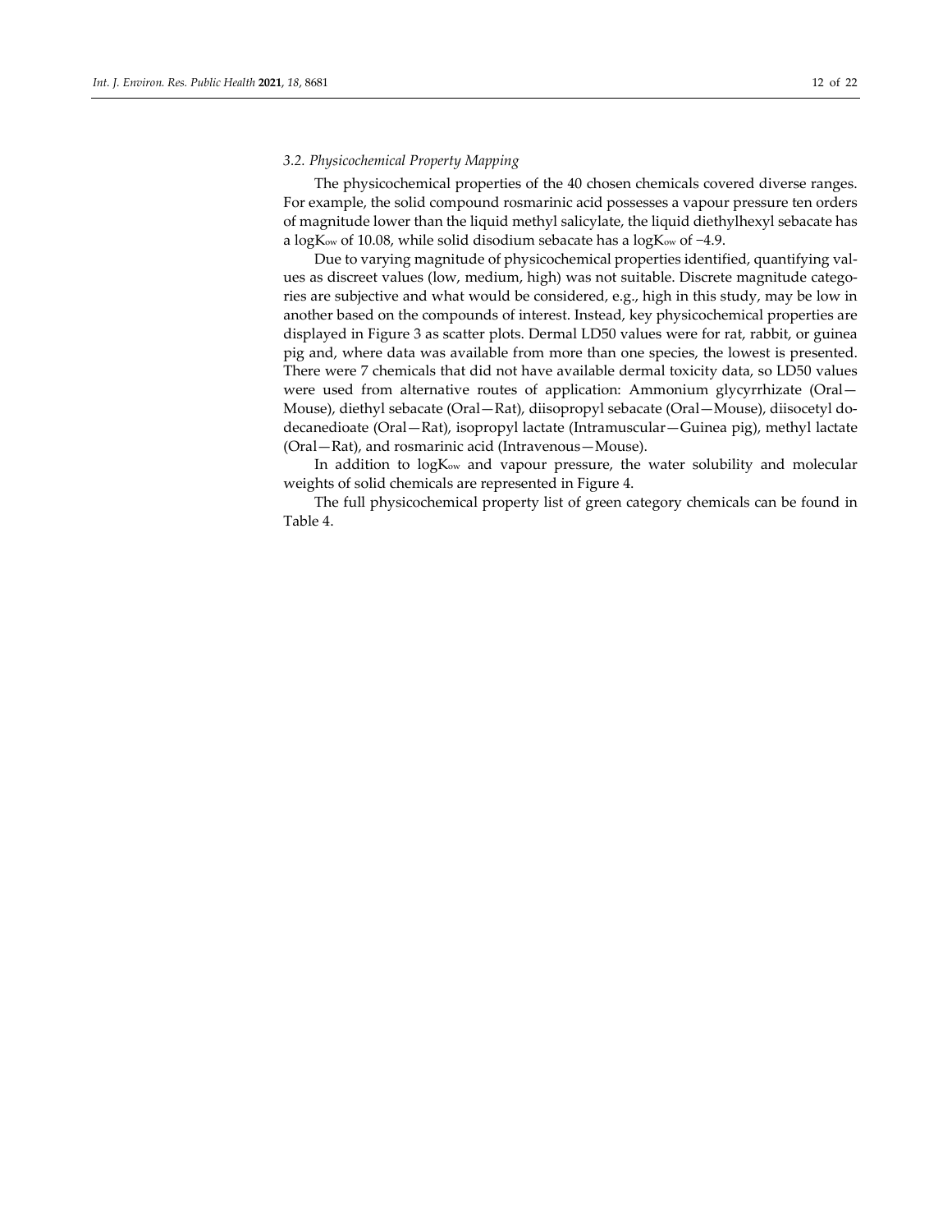### 3.2. Physicochemical Property Mapping

The physicochemical properties of the 40 chosen chemicals covered diverse ranges. For example, the solid compound rosmarinic acid possesses a vapour pressure ten orders of magnitude lower than the liquid methyl salicylate, the liquid diethylhexyl sebacate has a $\log K_{ow}$ of 10.08, while solid disodium sebacate has a $\log K_{ow}$ of −4.9.

Due to varying magnitude of physicochemical properties identified, quantifying values as discreet values (low, medium, high) was not suitable. Discrete magnitude categories are subjective and what would be considered, e.g., high in this study, may be low in another based on the compounds of interest. Instead, key physicochemical properties are displayed in Figure 3 as scatter plots. Dermal LD50 values were for rat, rabbit, or guinea pig and, where data was available from more than one species, the lowest is presented. There were 7 chemicals that did not have available dermal toxicity data, so LD50 values were used from alternative routes of application: Ammonium glycyrrhizate (Oral—Mouse), diethyl sebacate (Oral—Rat), diisopropyl sebacate (Oral—Mouse), diisocetyl dodecanedioate (Oral—Rat), isopropyl lactate (Intramuscular—Guinea pig), methyl lactate (Oral—Rat), and rosmarinic acid (Intravenous—Mouse).

In addition to $\log K_{ow}$ and vapour pressure, the water solubility and molecular weights of solid chemicals are represented in Figure 4.

The full physicochemical property list of green category chemicals can be found in Table 4.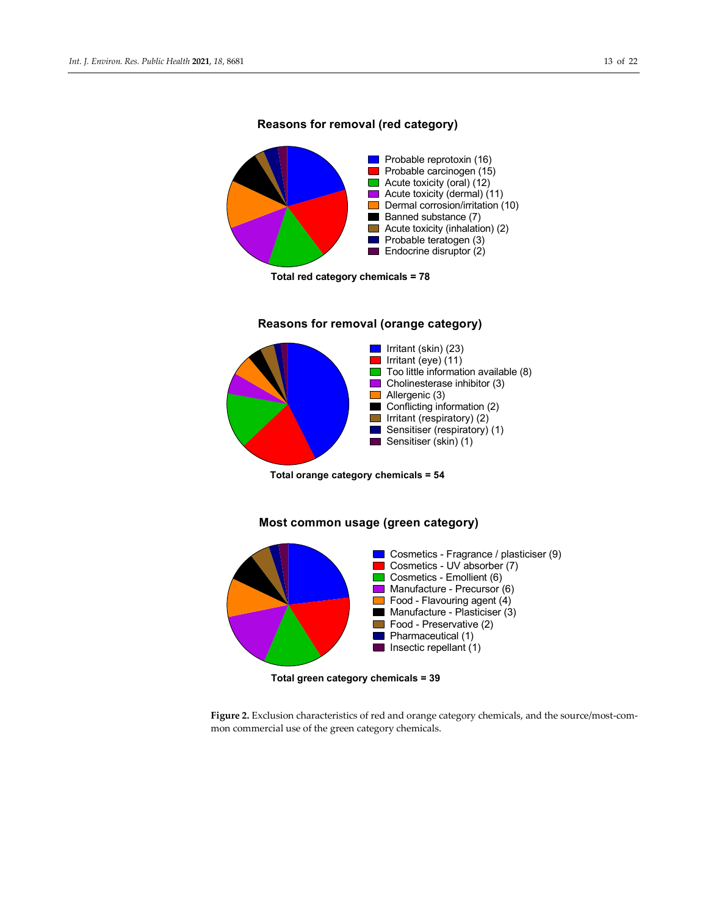**Reasons for removal (red category)**

- Probable reprotoxin (16)
- Probable carcinogen (15)
- Acute toxicity (oral) (12)
- Acute toxicity (dermal) (11)
- Dermal corrosion/irritation (10)
- Banned substance (7)
- Acute toxicity (inhalation) (2)
- Probable teratogen (3)
- Endocrine disruptor (2)

**Total red category chemicals = 78**

**Reasons for removal (orange category)**

- Irritant (skin) (23)
- Irritant (eye) (11)
- Too little information available (8)
- Cholinesterase inhibitor (3)
- Allergenic (3)
- Conflicting information (2)
- Irritant (respiratory) (2)
- Sensitiser (respiratory) (1)
- Sensitiser (skin) (1)

**Total orange category chemicals = 54**

**Most common usage (green category)**

- Cosmetics - Fragrance / plasticiser (9)
- Cosmetics - UV absorber (7)
- Cosmetics - Emollient (6)
- Manufacture - Precursor (6)
- Food - Flavouring agent (4)
- Manufacture - Plasticiser (3)
- Food - Preservative (2)
- Pharmaceutical (1)
- Insectic repellant (1)

**Total green category chemicals = 39**

**Figure 2.** Exclusion characteristics of red and orange category chemicals, and the source/most-common commercial use of the green category chemicals.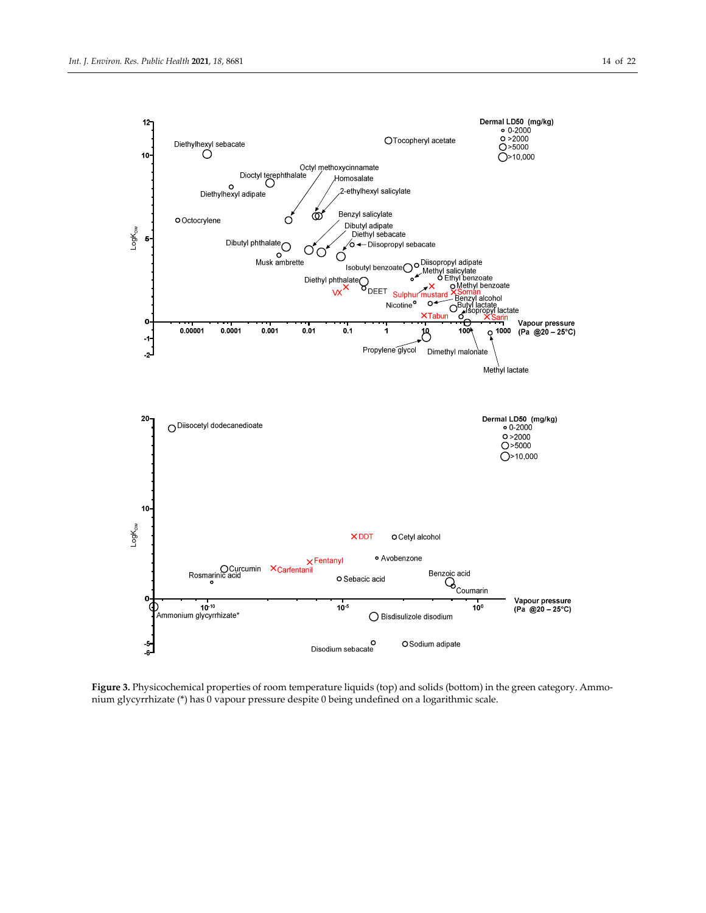**Figure 3.** Physicochemical properties of room temperature liquids (top) and solids (bottom) in the green category. Ammonium glycyrrhizate (*) has 0 vapour pressure despite 0 being undefined on a logarithmic scale.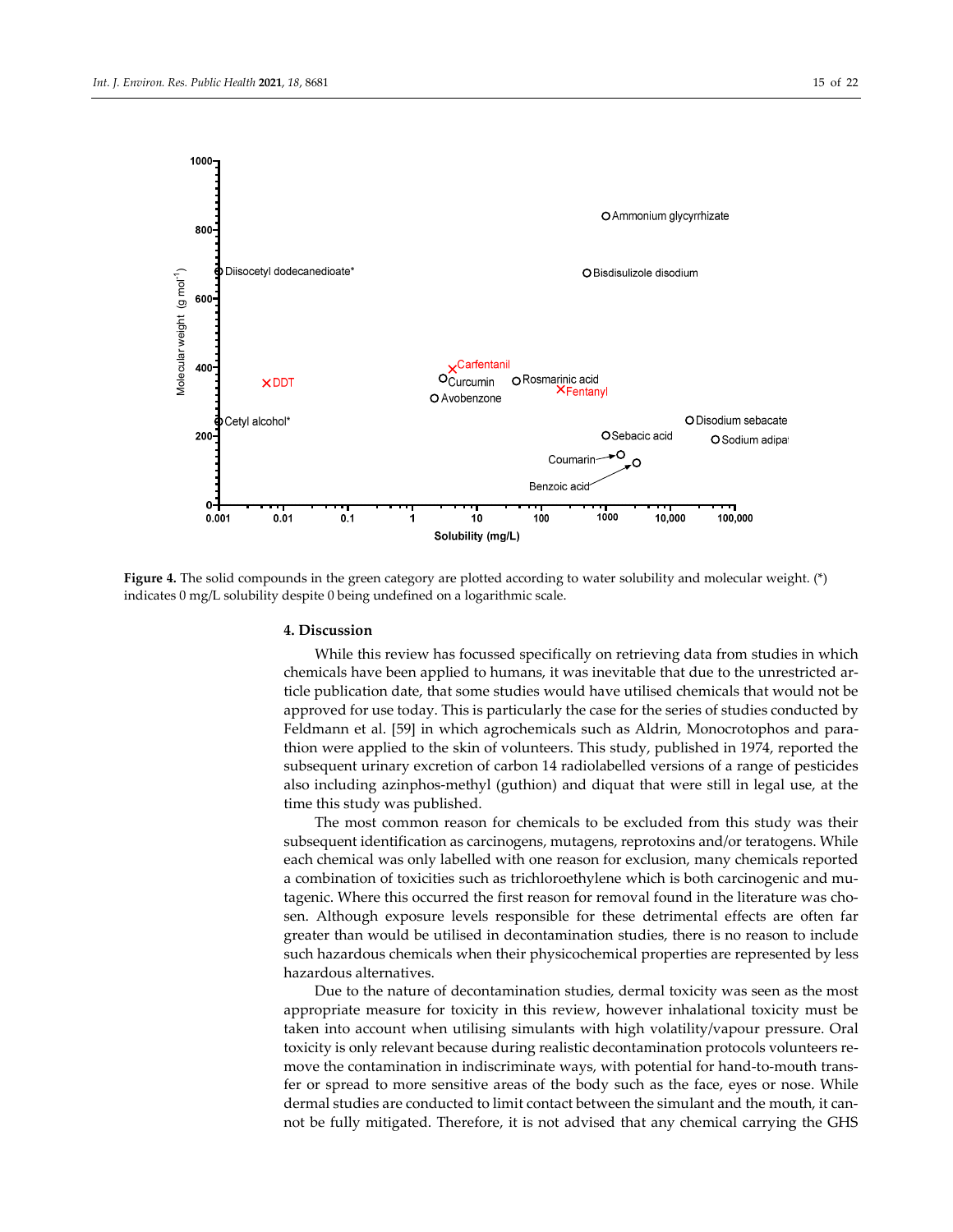**Figure 4.** The solid compounds in the green category are plotted according to water solubility and molecular weight. (*) indicates 0 mg/L solubility despite 0 being undefined on a logarithmic scale.

## 4. Discussion

While this review has focussed specifically on retrieving data from studies in which chemicals have been applied to humans, it was inevitable that due to the unrestricted article publication date, that some studies would have utilised chemicals that would not be approved for use today. This is particularly the case for the series of studies conducted by Feldmann et al. [59] in which agrochemicals such as Aldrin, Monocrotophos and parathion were applied to the skin of volunteers. This study, published in 1974, reported the subsequent urinary excretion of carbon 14 radiolabelled versions of a range of pesticides also including azinphos-methyl (guthion) and diquat that were still in legal use, at the time this study was published.

The most common reason for chemicals to be excluded from this study was their subsequent identification as carcinogens, mutagens, reprotoxins and/or teratogens. While each chemical was only labelled with one reason for exclusion, many chemicals reported a combination of toxicities such as trichloroethylene which is both carcinogenic and mutagenic. Where this occurred the first reason for removal found in the literature was chosen. Although exposure levels responsible for these detrimental effects are often far greater than would be utilised in decontamination studies, there is no reason to include such hazardous chemicals when their physicochemical properties are represented by less hazardous alternatives.

Due to the nature of decontamination studies, dermal toxicity was seen as the most appropriate measure for toxicity in this review, however inhalational toxicity must be taken into account when utilising simulants with high volatility/vapour pressure. Oral toxicity is only relevant because during realistic decontamination protocols volunteers remove the contamination in indiscriminate ways, with potential for hand-to-mouth transfer or spread to more sensitive areas of the body such as the face, eyes or nose. While dermal studies are conducted to limit contact between the simulant and the mouth, it cannot be fully mitigated. Therefore, it is not advised that any chemical carrying the GHS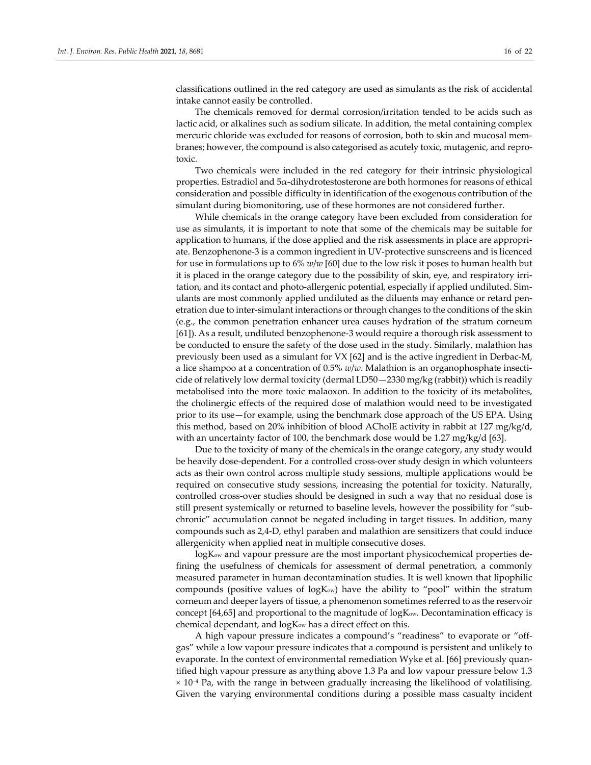classifications outlined in the red category are used as simulants as the risk of accidental intake cannot easily be controlled.

The chemicals removed for dermal corrosion/irritation tended to be acids such as lactic acid, or alkalines such as sodium silicate. In addition, the metal containing complex mercuric chloride was excluded for reasons of corrosion, both to skin and mucosal membranes; however, the compound is also categorised as acutely toxic, mutagenic, and reprotoxic.

Two chemicals were included in the red category for their intrinsic physiological properties. Estradiol and 5α-dihydrotestosterone are both hormones for reasons of ethical consideration and possible difficulty in identification of the exogenous contribution of the simulant during biomonitoring, use of these hormones are not considered further.

While chemicals in the orange category have been excluded from consideration for use as simulants, it is important to note that some of the chemicals may be suitable for application to humans, if the dose applied and the risk assessments in place are appropriate. Benzophenone-3 is a common ingredient in UV-protective sunscreens and is licenced for use in formulations up to 6% *w*/*w* [60] due to the low risk it poses to human health but it is placed in the orange category due to the possibility of skin, eye, and respiratory irritation, and its contact and photo-allergenic potential, especially if applied undiluted. Simulants are most commonly applied undiluted as the diluents may enhance or retard penetration due to inter-simulant interactions or through changes to the conditions of the skin (e.g., the common penetration enhancer urea causes hydration of the stratum corneum [61]). As a result, undiluted benzophenone-3 would require a thorough risk assessment to be conducted to ensure the safety of the dose used in the study. Similarly, malathion has previously been used as a simulant for VX [62] and is the active ingredient in Derbac-M, a lice shampoo at a concentration of 0.5% *w*/*w*. Malathion is an organophosphate insecticide of relatively low dermal toxicity (dermal LD50—2330 mg/kg (rabbit)) which is readily metabolised into the more toxic malaoxon. In addition to the toxicity of its metabolites, the cholinergic effects of the required dose of malathion would need to be investigated prior to its use—for example, using the benchmark dose approach of the US EPA. Using this method, based on 20% inhibition of blood ACholE activity in rabbit at 127 mg/kg/d, with an uncertainty factor of 100, the benchmark dose would be 1.27 mg/kg/d [63].

Due to the toxicity of many of the chemicals in the orange category, any study would be heavily dose-dependent. For a controlled cross-over study design in which volunteers acts as their own control across multiple study sessions, multiple applications would be required on consecutive study sessions, increasing the potential for toxicity. Naturally, controlled cross-over studies should be designed in such a way that no residual dose is still present systemically or returned to baseline levels, however the possibility for "sub-chronic" accumulation cannot be negated including in target tissues. In addition, many compounds such as 2,4-D, ethyl paraben and malathion are sensitizers that could induce allergenicity when applied neat in multiple consecutive doses.

$\log K_{ow}$ and vapour pressure are the most important physicochemical properties defining the usefulness of chemicals for assessment of dermal penetration, a commonly measured parameter in human decontamination studies. It is well known that lipophilic compounds (positive values of $\log K_{ow}$) have the ability to "pool" within the stratum corneum and deeper layers of tissue, a phenomenon sometimes referred to as the reservoir concept [64,65] and proportional to the magnitude of $\log K_{ow}$. Decontamination efficacy is chemical dependant, and $\log K_{ow}$ has a direct effect on this.

A high vapour pressure indicates a compound's "readiness" to evaporate or "off-gas" while a low vapour pressure indicates that a compound is persistent and unlikely to evaporate. In the context of environmental remediation Wyke et al. [66] previously quantified high vapour pressure as anything above 1.3 Pa and low vapour pressure below $1.3 \times 10^{-4}$ Pa, with the range in between gradually increasing the likelihood of volatilising. Given the varying environmental conditions during a possible mass casualty incident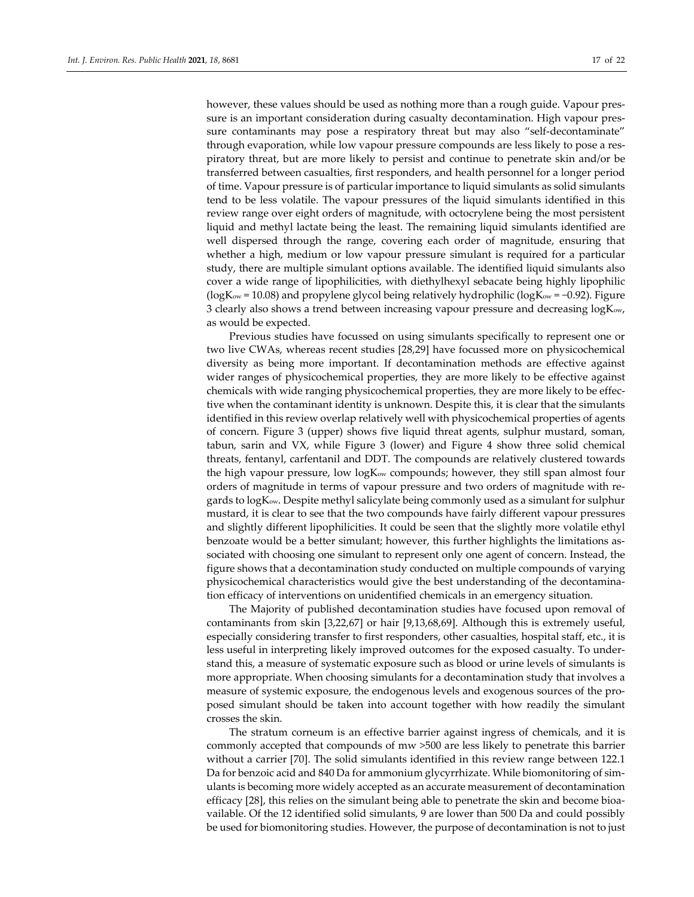however, these values should be used as nothing more than a rough guide. Vapour pressure is an important consideration during casualty decontamination. High vapour pressure contaminants may pose a respiratory threat but may also "self-decontaminate" through evaporation, while low vapour pressure compounds are less likely to pose a respiratory threat, but are more likely to persist and continue to penetrate skin and/or be transferred between casualties, first responders, and health personnel for a longer period of time. Vapour pressure is of particular importance to liquid simulants as solid simulants tend to be less volatile. The vapour pressures of the liquid simulants identified in this review range over eight orders of magnitude, with octocrylene being the most persistent liquid and methyl lactate being the least. The remaining liquid simulants identified are well dispersed through the range, covering each order of magnitude, ensuring that whether a high, medium or low vapour pressure simulant is required for a particular study, there are multiple simulant options available. The identified liquid simulants also cover a wide range of lipophilicities, with diethylhexyl sebacate being highly lipophilic ($\log K_{ow} = 10.08$) and propylene glycol being relatively hydrophilic ($\log K_{ow} = -0.92$). Figure 3 clearly also shows a trend between increasing vapour pressure and decreasing $\log K_{ow}$, as would be expected.

Previous studies have focussed on using simulants specifically to represent one or two live CWAs, whereas recent studies [28,29] have focussed more on physicochemical diversity as being more important. If decontamination methods are effective against wider ranges of physicochemical properties, they are more likely to be effective against chemicals with wide ranging physicochemical properties, they are more likely to be effective when the contaminant identity is unknown. Despite this, it is clear that the simulants identified in this review overlap relatively well with physicochemical properties of agents of concern. Figure 3 (upper) shows five liquid threat agents, sulphur mustard, soman, tabun, sarin and VX, while Figure 3 (lower) and Figure 4 show three solid chemical threats, fentanyl, carfentanil and DDT. The compounds are relatively clustered towards the high vapour pressure, low $\log K_{ow}$ compounds; however, they still span almost four orders of magnitude in terms of vapour pressure and two orders of magnitude with regards to $\log K_{ow}$. Despite methyl salicylate being commonly used as a simulant for sulphur mustard, it is clear to see that the two compounds have fairly different vapour pressures and slightly different lipophilicities. It could be seen that the slightly more volatile ethyl benzoate would be a better simulant; however, this further highlights the limitations associated with choosing one simulant to represent only one agent of concern. Instead, the figure shows that a decontamination study conducted on multiple compounds of varying physicochemical characteristics would give the best understanding of the decontamination efficacy of interventions on unidentified chemicals in an emergency situation.

The Majority of published decontamination studies have focused upon removal of contaminants from skin [3,22,67] or hair [9,13,68,69]. Although this is extremely useful, especially considering transfer to first responders, other casualties, hospital staff, etc., it is less useful in interpreting likely improved outcomes for the exposed casualty. To understand this, a measure of systematic exposure such as blood or urine levels of simulants is more appropriate. When choosing simulants for a decontamination study that involves a measure of systemic exposure, the endogenous levels and exogenous sources of the proposed simulant should be taken into account together with how readily the simulant crosses the skin.

The stratum corneum is an effective barrier against ingress of chemicals, and it is commonly accepted that compounds of mw >500 are less likely to penetrate this barrier without a carrier [70]. The solid simulants identified in this review range between 122.1 Da for benzoic acid and 840 Da for ammonium glycyrrhizate. While biomonitoring of simulants is becoming more widely accepted as an accurate measurement of decontamination efficacy [28], this relies on the simulant being able to penetrate the skin and become bioavailable. Of the 12 identified solid simulants, 9 are lower than 500 Da and could possibly be used for biomonitoring studies. However, the purpose of decontamination is not to just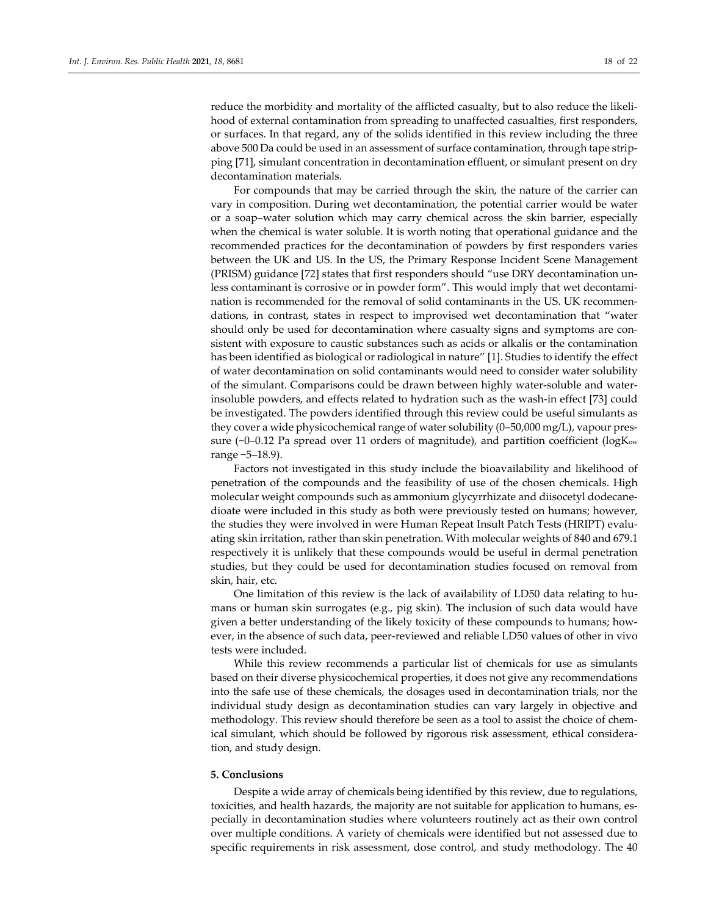reduce the morbidity and mortality of the afflicted casualty, but to also reduce the likelihood of external contamination from spreading to unaffected casualties, first responders, or surfaces. In that regard, any of the solids identified in this review including the three above 500 Da could be used in an assessment of surface contamination, through tape stripping [71], simulant concentration in decontamination effluent, or simulant present on dry decontamination materials.

For compounds that may be carried through the skin, the nature of the carrier can vary in composition. During wet decontamination, the potential carrier would be water or a soap–water solution which may carry chemical across the skin barrier, especially when the chemical is water soluble. It is worth noting that operational guidance and the recommended practices for the decontamination of powders by first responders varies between the UK and US. In the US, the Primary Response Incident Scene Management (PRISM) guidance [72] states that first responders should "use DRY decontamination unless contaminant is corrosive or in powder form". This would imply that wet decontamination is recommended for the removal of solid contaminants in the US. UK recommendations, in contrast, states in respect to improvised wet decontamination that "water should only be used for decontamination where casualty signs and symptoms are consistent with exposure to caustic substances such as acids or alkalis or the contamination has been identified as biological or radiological in nature" [1]. Studies to identify the effect of water decontamination on solid contaminants would need to consider water solubility of the simulant. Comparisons could be drawn between highly water-soluble and water-insoluble powders, and effects related to hydration such as the wash-in effect [73] could be investigated. The powders identified through this review could be useful simulants as they cover a wide physicochemical range of water solubility (0–50,000 mg/L), vapour pressure (~0–0.12 Pa spread over 11 orders of magnitude), and partition coefficient ($\log K_{ow}$ range −5–18.9).

Factors not investigated in this study include the bioavailability and likelihood of penetration of the compounds and the feasibility of use of the chosen chemicals. High molecular weight compounds such as ammonium glycyrrhizate and diisocetyl dodecanedioate were included in this study as both were previously tested on humans; however, the studies they were involved in were Human Repeat Insult Patch Tests (HRIPT) evaluating skin irritation, rather than skin penetration. With molecular weights of 840 and 679.1 respectively it is unlikely that these compounds would be useful in dermal penetration studies, but they could be used for decontamination studies focused on removal from skin, hair, etc.

One limitation of this review is the lack of availability of LD50 data relating to humans or human skin surrogates (e.g., pig skin). The inclusion of such data would have given a better understanding of the likely toxicity of these compounds to humans; however, in the absence of such data, peer-reviewed and reliable LD50 values of other in vivo tests were included.

While this review recommends a particular list of chemicals for use as simulants based on their diverse physicochemical properties, it does not give any recommendations into the safe use of these chemicals, the dosages used in decontamination trials, nor the individual study design as decontamination studies can vary largely in objective and methodology. This review should therefore be seen as a tool to assist the choice of chemical simulant, which should be followed by rigorous risk assessment, ethical consideration, and study design.

## 5. Conclusions

Despite a wide array of chemicals being identified by this review, due to regulations, toxicities, and health hazards, the majority are not suitable for application to humans, especially in decontamination studies where volunteers routinely act as their own control over multiple conditions. A variety of chemicals were identified but not assessed due to specific requirements in risk assessment, dose control, and study methodology. The 40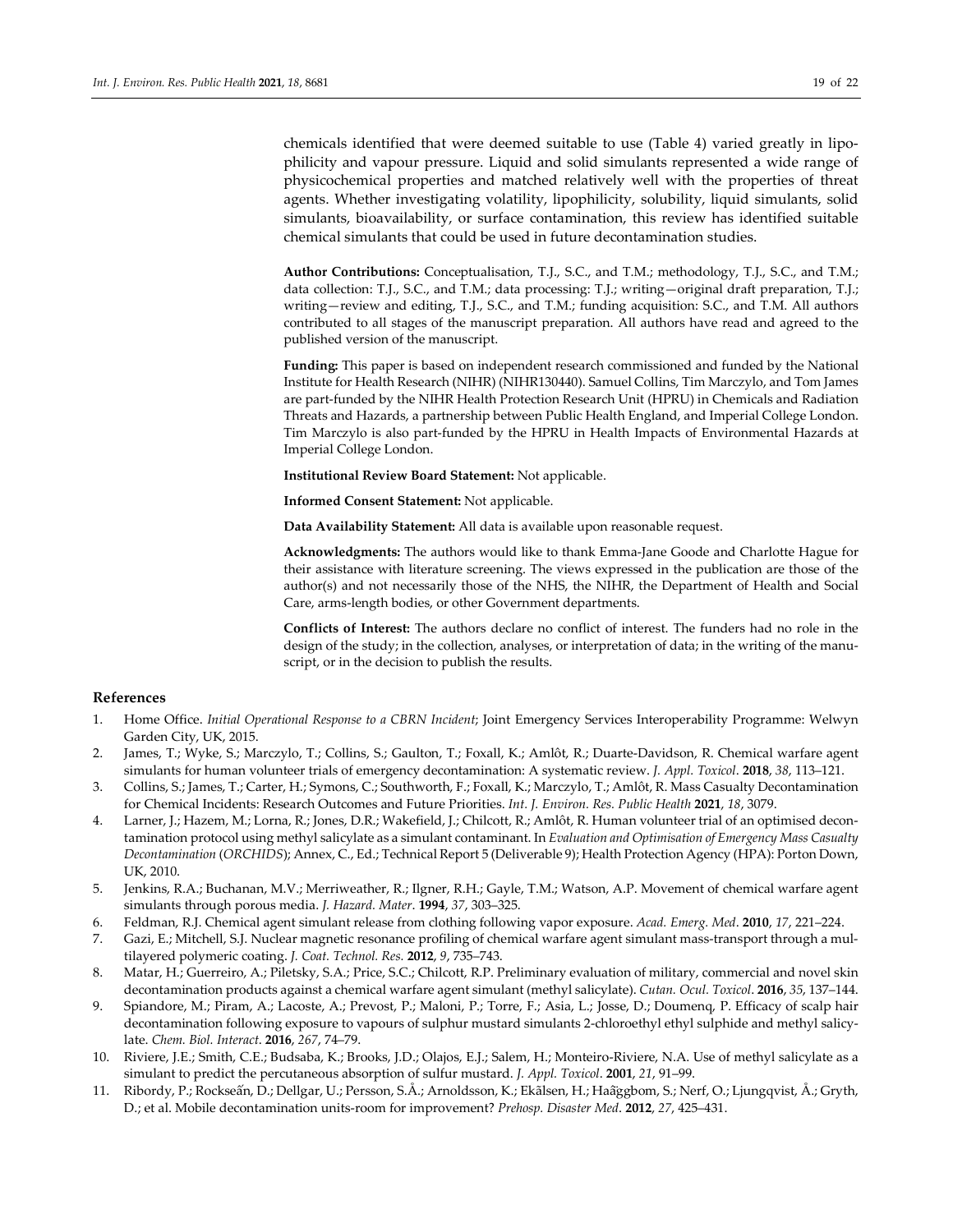chemicals identified that were deemed suitable to use (Table 4) varied greatly in lipophilicity and vapour pressure. Liquid and solid simulants represented a wide range of physicochemical properties and matched relatively well with the properties of threat agents. Whether investigating volatility, lipophilicity, solubility, liquid simulants, solid simulants, bioavailability, or surface contamination, this review has identified suitable chemical simulants that could be used in future decontamination studies.

**Author Contributions:** Conceptualisation, T.J., S.C., and T.M.; methodology, T.J., S.C., and T.M.; data collection: T.J., S.C., and T.M.; data processing: T.J.; writing—original draft preparation, T.J.; writing—review and editing, T.J., S.C., and T.M.; funding acquisition: S.C., and T.M. All authors contributed to all stages of the manuscript preparation. All authors have read and agreed to the published version of the manuscript.

**Funding:** This paper is based on independent research commissioned and funded by the National Institute for Health Research (NIHR) (NIHR130440). Samuel Collins, Tim Marczylo, and Tom James are part-funded by the NIHR Health Protection Research Unit (HPRU) in Chemicals and Radiation Threats and Hazards, a partnership between Public Health England, and Imperial College London. Tim Marczylo is also part-funded by the HPRU in Health Impacts of Environmental Hazards at Imperial College London.

**Institutional Review Board Statement:** Not applicable.

**Informed Consent Statement:** Not applicable.

**Data Availability Statement:** All data is available upon reasonable request.

**Acknowledgments:** The authors would like to thank Emma-Jane Goode and Charlotte Hague for their assistance with literature screening. The views expressed in the publication are those of the author(s) and not necessarily those of the NHS, the NIHR, the Department of Health and Social Care, arms-length bodies, or other Government departments.

**Conflicts of Interest:** The authors declare no conflict of interest. The funders had no role in the design of the study; in the collection, analyses, or interpretation of data; in the writing of the manuscript, or in the decision to publish the results.

## References

1. Home Office. *Initial Operational Response to a CBRN Incident*; Joint Emergency Services Interoperability Programme: Welwyn Garden City, UK, 2015.
2. James, T.; Wyke, S.; Marczylo, T.; Collins, S.; Gaulton, T.; Foxall, K.; Amlôt, R.; Duarte-Davidson, R. Chemical warfare agent simulants for human volunteer trials of emergency decontamination: A systematic review. *J. Appl. Toxicol.* **2018**, *38*, 113–121.
3. Collins, S.; James, T.; Carter, H.; Symons, C.; Southworth, F.; Foxall, K.; Marczylo, T.; Amlôt, R. Mass Casualty Decontamination for Chemical Incidents: Research Outcomes and Future Priorities. *Int. J. Environ. Res. Public Health* **2021**, *18*, 3079.
4. Larner, J.; Hazem, M.; Lorna, R.; Jones, D.R.; Wakefield, J.; Chilcott, R.; Amlôt, R. Human volunteer trial of an optimised decontamination protocol using methyl salicylate as a simulant contaminant. In *Evaluation and Optimisation of Emergency Mass Casualty Decontamination* (*ORCHIDS*); Annex, C., Ed.; Technical Report 5 (Deliverable 9); Health Protection Agency (HPA): Porton Down, UK, 2010.
5. Jenkins, R.A.; Buchanan, M.V.; Merriweather, R.; Ilgner, R.H.; Gayle, T.M.; Watson, A.P. Movement of chemical warfare agent simulants through porous media. *J. Hazard. Mater.* **1994**, *37*, 303–325.
6. Feldman, R.J. Chemical agent simulant release from clothing following vapor exposure. *Acad. Emerg. Med.* **2010**, *17*, 221–224.
7. Gazi, E.; Mitchell, S.J. Nuclear magnetic resonance profiling of chemical warfare agent simulant mass-transport through a multilayered polymeric coating. *J. Coat. Technol. Res.* **2012**, *9*, 735–743.
8. Matar, H.; Guerreiro, A.; Piletsky, S.A.; Price, S.C.; Chilcott, R.P. Preliminary evaluation of military, commercial and novel skin decontamination products against a chemical warfare agent simulant (methyl salicylate). *Cutan. Ocul. Toxicol.* **2016**, *35*, 137–144.
9. Spiandore, M.; Piram, A.; Lacoste, A.; Prevost, P.; Maloni, P.; Torre, F.; Asia, L.; Josse, D.; Doumenq, P. Efficacy of scalp hair decontamination following exposure to vapours of sulphur mustard simulants 2-chloroethyl ethyl sulphide and methyl salicylate. *Chem. Biol. Interact.* **2016**, *267*, 74–79.
10. Riviere, J.E.; Smith, C.E.; Budsaba, K.; Brooks, J.D.; Olajos, E.J.; Salem, H.; Monteiro-Riviere, N.A. Use of methyl salicylate as a simulant to predict the percutaneous absorption of sulfur mustard. *J. Appl. Toxicol.* **2001**, *21*, 91–99.
11. Ribordy, P.; Rockseãn, D.; Dellgar, U.; Persson, S.Å.; Arnoldsson, K.; Ekãlsen, H.; Haãggbom, S.; Nerf, O.; Ljungqvist, Å.; Gryth, D.; et al. Mobile decontamination units-room for improvement? *Prehosp. Disaster Med.* **2012**, *27*, 425–431.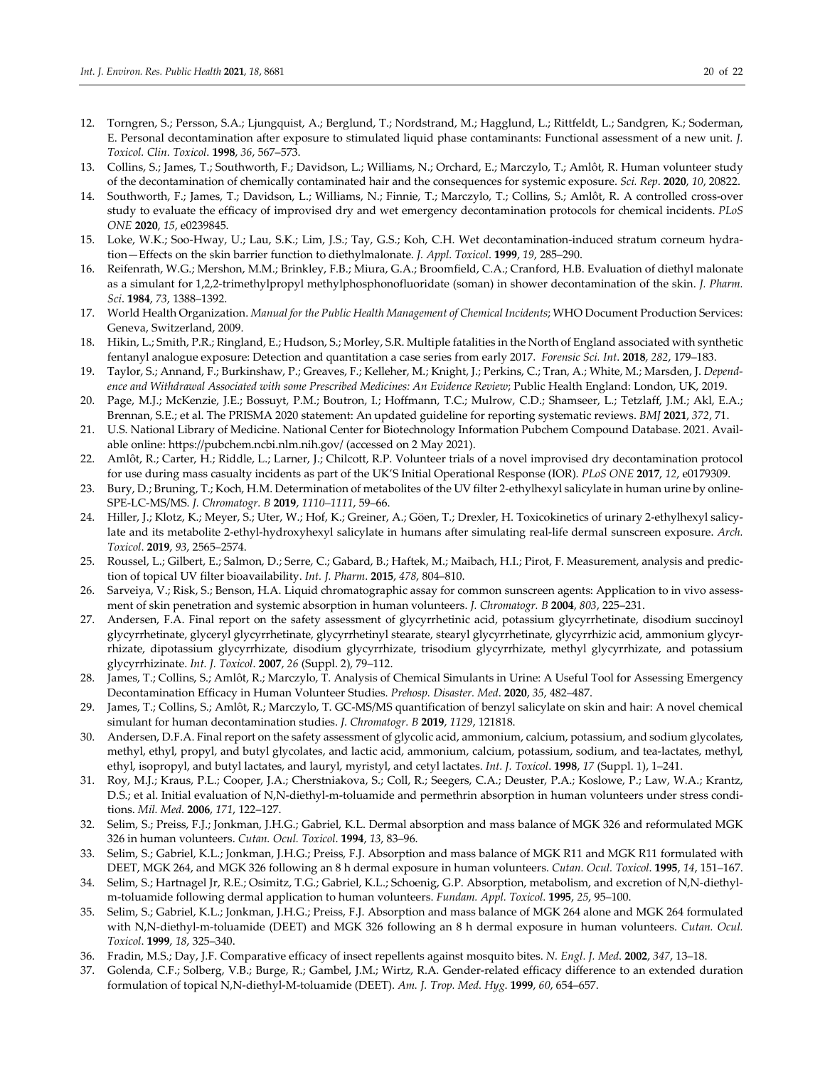12. Torngren, S.; Persson, S.A.; Ljungquist, A.; Berglund, T.; Nordstrand, M.; Hagglund, L.; Rittfeldt, L.; Sandgren, K.; Soderman, E. Personal decontamination after exposure to stimulated liquid phase contaminants: Functional assessment of a new unit. *J. Toxicol. Clin. Toxicol.* **1998**, *36*, 567–573.
13. Collins, S.; James, T.; Southworth, F.; Davidson, L.; Williams, N.; Orchard, E.; Marczylo, T.; Amlôt, R. Human volunteer study of the decontamination of chemically contaminated hair and the consequences for systemic exposure. *Sci. Rep.* **2020**, *10*, 20822.
14. Southworth, F.; James, T.; Davidson, L.; Williams, N.; Finnie, T.; Marczylo, T.; Collins, S.; Amlôt, R. A controlled cross-over study to evaluate the efficacy of improvised dry and wet emergency decontamination protocols for chemical incidents. *PLoS ONE* **2020**, *15*, e0239845.
15. Loke, W.K.; Soo-Hway, U.; Lau, S.K.; Lim, J.S.; Tay, G.S.; Koh, C.H. Wet decontamination-induced stratum corneum hydration—Effects on the skin barrier function to diethylmalonate. *J. Appl. Toxicol.* **1999**, *19*, 285–290.
16. Reifenrath, W.G.; Mershon, M.M.; Brinkley, F.B.; Miura, G.A.; Broomfield, C.A.; Cranford, H.B. Evaluation of diethyl malonate as a simulant for 1,2,2-trimethylpropyl methylphosphonofluoridate (soman) in shower decontamination of the skin. *J. Pharm. Sci.* **1984**, *73*, 1388–1392.
17. World Health Organization. *Manual for the Public Health Management of Chemical Incidents*; WHO Document Production Services: Geneva, Switzerland, 2009.
18. Hikin, L.; Smith, P.R.; Ringland, E.; Hudson, S.; Morley, S.R. Multiple fatalities in the North of England associated with synthetic fentanyl analogue exposure: Detection and quantitation a case series from early 2017. *Forensic Sci. Int.* **2018**, *282*, 179–183.
19. Taylor, S.; Annand, F.; Burkinshaw, P.; Greaves, F.; Kelleher, M.; Knight, J.; Perkins, C.; Tran, A.; White, M.; Marsden, J. *Dependence and Withdrawal Associated with some Prescribed Medicines: An Evidence Review*; Public Health England: London, UK, 2019.
20. Page, M.J.; McKenzie, J.E.; Bossuyt, P.M.; Boutron, I.; Hoffmann, T.C.; Mulrow, C.D.; Shamseer, L.; Tetzlaff, J.M.; Akl, E.A.; Brennan, S.E.; et al. The PRISMA 2020 statement: An updated guideline for reporting systematic reviews. *BMJ* **2021**, *372*, 71.
21. U.S. National Library of Medicine. National Center for Biotechnology Information Pubchem Compound Database. 2021. Available online: https://pubchem.ncbi.nlm.nih.gov/ (accessed on 2 May 2021).
22. Amlôt, R.; Carter, H.; Riddle, L.; Larner, J.; Chilcott, R.P. Volunteer trials of a novel improvised dry decontamination protocol for use during mass casualty incidents as part of the UK'S Initial Operational Response (IOR). *PLoS ONE* **2017**, *12*, e0179309.
23. Bury, D.; Bruning, T.; Koch, H.M. Determination of metabolites of the UV filter 2-ethylhexyl salicylate in human urine by online-SPE-LC-MS/MS. *J. Chromatogr. B* **2019**, *1110–1111*, 59–66.
24. Hiller, J.; Klotz, K.; Meyer, S.; Uter, W.; Hof, K.; Greiner, A.; Göen, T.; Drexler, H. Toxicokinetics of urinary 2-ethylhexyl salicylate and its metabolite 2-ethyl-hydroxyhexyl salicylate in humans after simulating real-life dermal sunscreen exposure. *Arch. Toxicol.* **2019**, *93*, 2565–2574.
25. Roussel, L.; Gilbert, E.; Salmon, D.; Serre, C.; Gabard, B.; Haftek, M.; Maibach, H.I.; Pirot, F. Measurement, analysis and prediction of topical UV filter bioavailability. *Int. J. Pharm.* **2015**, *478*, 804–810.
26. Sarveiya, V.; Risk, S.; Benson, H.A. Liquid chromatographic assay for common sunscreen agents: Application to in vivo assessment of skin penetration and systemic absorption in human volunteers. *J. Chromatogr. B* **2004**, *803*, 225–231.
27. Andersen, F.A. Final report on the safety assessment of glycyrrhetinic acid, potassium glycyrrhetinate, disodium succinoyl glycyrrhetinate, glyceryl glycyrrhetinate, glycyrrhetinyl stearate, stearyl glycyrrhetinate, glycyrrhizic acid, ammonium glycyrrhizate, dipotassium glycyrrhizate, disodium glycyrrhizate, trisodium glycyrrhizate, methyl glycyrrhizate, and potassium glycyrrhizinate. *Int. J. Toxicol.* **2007**, *26* (Suppl. 2), 79–112.
28. James, T.; Collins, S.; Amlôt, R.; Marczylo, T. Analysis of Chemical Simulants in Urine: A Useful Tool for Assessing Emergency Decontamination Efficacy in Human Volunteer Studies. *Prehosp. Disaster. Med.* **2020**, *35*, 482–487.
29. James, T.; Collins, S.; Amlôt, R.; Marczylo, T. GC-MS/MS quantification of benzyl salicylate on skin and hair: A novel chemical simulant for human decontamination studies. *J. Chromatogr. B* **2019**, *1129*, 121818.
30. Andersen, D.F.A. Final report on the safety assessment of glycolic acid, ammonium, calcium, potassium, and sodium glycolates, methyl, ethyl, propyl, and butyl glycolates, and lactic acid, ammonium, calcium, potassium, sodium, and tea-lactates, methyl, ethyl, isopropyl, and butyl lactates, and lauryl, myristyl, and cetyl lactates. *Int. J. Toxicol.* **1998**, *17* (Suppl. 1), 1–241.
31. Roy, M.J.; Kraus, P.L.; Cooper, J.A.; Cherstniakova, S.; Coll, R.; Seegers, C.A.; Deuster, P.A.; Koslowe, P.; Law, W.A.; Krantz, D.S.; et al. Initial evaluation of N,N-diethyl-m-toluamide and permethrin absorption in human volunteers under stress conditions. *Mil. Med.* **2006**, *171*, 122–127.
32. Selim, S.; Preiss, F.J.; Jonkman, J.H.G.; Gabriel, K.L. Dermal absorption and mass balance of MGK 326 and reformulated MGK 326 in human volunteers. *Cutan. Ocul. Toxicol.* **1994**, *13*, 83–96.
33. Selim, S.; Gabriel, K.L.; Jonkman, J.H.G.; Preiss, F.J. Absorption and mass balance of MGK R11 and MGK R11 formulated with DEET, MGK 264, and MGK 326 following an 8 h dermal exposure in human volunteers. *Cutan. Ocul. Toxicol.* **1995**, *14*, 151–167.
34. Selim, S.; Hartnagel Jr, R.E.; Osimitz, T.G.; Gabriel, K.L.; Schoenig, G.P. Absorption, metabolism, and excretion of N,N-diethyl-m-toluamide following dermal application to human volunteers. *Fundam. Appl. Toxicol.* **1995**, *25*, 95–100.
35. Selim, S.; Gabriel, K.L.; Jonkman, J.H.G.; Preiss, F.J. Absorption and mass balance of MGK 264 alone and MGK 264 formulated with N,N-diethyl-m-toluamide (DEET) and MGK 326 following an 8 h dermal exposure in human volunteers. *Cutan. Ocul. Toxicol.* **1999**, *18*, 325–340.
36. Fradin, M.S.; Day, J.F. Comparative efficacy of insect repellents against mosquito bites. *N. Engl. J. Med.* **2002**, *347*, 13–18.
37. Golenda, C.F.; Solberg, V.B.; Burge, R.; Gambel, J.M.; Wirtz, R.A. Gender-related efficacy difference to an extended duration formulation of topical N,N-diethyl-M-toluamide (DEET). *Am. J. Trop. Med. Hyg.* **1999**, *60*, 654–657.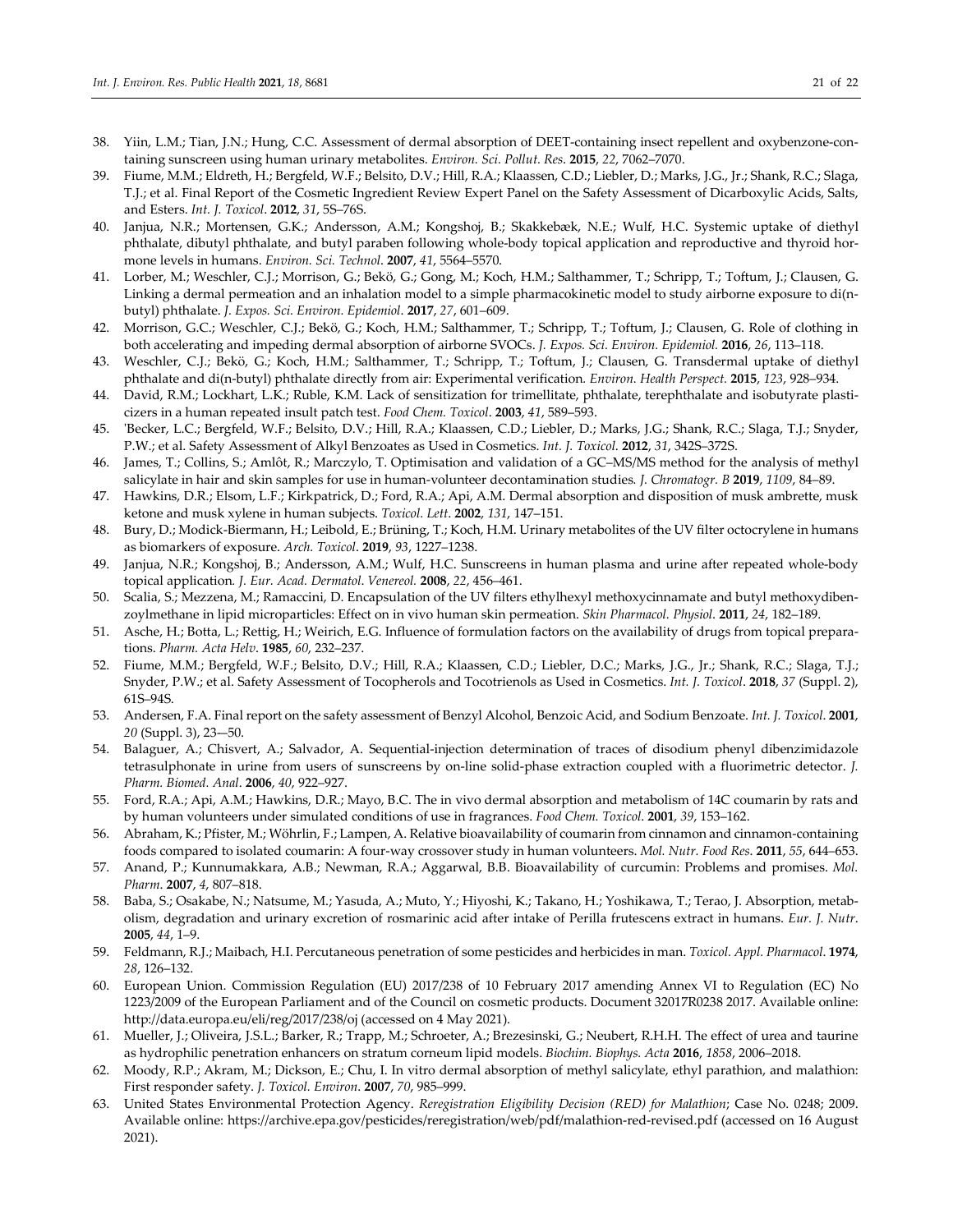38. Yiin, L.M.; Tian, J.N.; Hung, C.C. Assessment of dermal absorption of DEET-containing insect repellent and oxybenzone-containing sunscreen using human urinary metabolites. *Environ. Sci. Pollut. Res.* **2015**, *22*, 7062–7070.
39. Fiume, M.M.; Eldreth, H.; Bergfeld, W.F.; Belsito, D.V.; Hill, R.A.; Klaassen, C.D.; Liebler, D.; Marks, J.G., Jr.; Shank, R.C.; Slaga, T.J.; et al. Final Report of the Cosmetic Ingredient Review Expert Panel on the Safety Assessment of Dicarboxylic Acids, Salts, and Esters. *Int. J. Toxicol*. **2012**, *31*, 5S–76S.
40. Janjua, N.R.; Mortensen, G.K.; Andersson, A.M.; Kongshoj, B.; Skakkebæk, N.E.; Wulf, H.C. Systemic uptake of diethyl phthalate, dibutyl phthalate, and butyl paraben following whole-body topical application and reproductive and thyroid hormone levels in humans. *Environ. Sci. Technol*. **2007**, *41*, 5564–5570.
41. Lorber, M.; Weschler, C.J.; Morrison, G.; Bekö, G.; Gong, M.; Koch, H.M.; Salthammer, T.; Schripp, T.; Toftum, J.; Clausen, G. Linking a dermal permeation and an inhalation model to a simple pharmacokinetic model to study airborne exposure to di(n-butyl) phthalate. *J. Expos. Sci. Environ. Epidemiol*. **2017**, *27*, 601–609.
42. Morrison, G.C.; Weschler, C.J.; Bekö, G.; Koch, H.M.; Salthammer, T.; Schripp, T.; Toftum, J.; Clausen, G. Role of clothing in both accelerating and impeding dermal absorption of airborne SVOCs. *J. Expos. Sci. Environ. Epidemiol.* **2016**, *26*, 113–118.
43. Weschler, C.J.; Bekö, G.; Koch, H.M.; Salthammer, T.; Schripp, T.; Toftum, J.; Clausen, G. Transdermal uptake of diethyl phthalate and di(n-butyl) phthalate directly from air: Experimental verification. *Environ. Health Perspect.* **2015**, *123*, 928–934.
44. David, R.M.; Lockhart, L.K.; Ruble, K.M. Lack of sensitization for trimellitate, phthalate, terephthalate and isobutyrate plasticizers in a human repeated insult patch test. *Food Chem. Toxicol*. **2003**, *41*, 589–593.
45. 'Becker, L.C.; Bergfeld, W.F.; Belsito, D.V.; Hill, R.A.; Klaassen, C.D.; Liebler, D.; Marks, J.G.; Shank, R.C.; Slaga, T.J.; Snyder, P.W.; et al. Safety Assessment of Alkyl Benzoates as Used in Cosmetics. *Int. J. Toxicol.* **2012**, *31*, 342S–372S.
46. James, T.; Collins, S.; Amlôt, R.; Marczylo, T. Optimisation and validation of a GC–MS/MS method for the analysis of methyl salicylate in hair and skin samples for use in human-volunteer decontamination studies. *J. Chromatogr. B* **2019**, *1109*, 84–89.
47. Hawkins, D.R.; Elsom, L.F.; Kirkpatrick, D.; Ford, R.A.; Api, A.M. Dermal absorption and disposition of musk ambrette, musk ketone and musk xylene in human subjects. *Toxicol. Lett*. **2002**, *131*, 147–151.
48. Bury, D.; Modick-Biermann, H.; Leibold, E.; Brüning, T.; Koch, H.M. Urinary metabolites of the UV filter octocrylene in humans as biomarkers of exposure. *Arch. Toxicol*. **2019**, *93*, 1227–1238.
49. Janjua, N.R.; Kongshoj, B.; Andersson, A.M.; Wulf, H.C. Sunscreens in human plasma and urine after repeated whole-body topical application. *J. Eur. Acad. Dermatol. Venereol.* **2008**, *22*, 456–461.
50. Scalia, S.; Mezzena, M.; Ramaccini, D. Encapsulation of the UV filters ethylhexyl methoxycinnamate and butyl methoxydibenzoylmethane in lipid microparticles: Effect on in vivo human skin permeation. *Skin Pharmacol. Physiol*. **2011**, *24*, 182–189.
51. Asche, H.; Botta, L.; Rettig, H.; Weirich, E.G. Influence of formulation factors on the availability of drugs from topical preparations. *Pharm. Acta Helv*. **1985**, *60*, 232–237.
52. Fiume, M.M.; Bergfeld, W.F.; Belsito, D.V.; Hill, R.A.; Klaassen, C.D.; Liebler, D.C.; Marks, J.G., Jr.; Shank, R.C.; Slaga, T.J.; Snyder, P.W.; et al. Safety Assessment of Tocopherols and Tocotrienols as Used in Cosmetics. *Int. J. Toxicol*. **2018**, *37* (Suppl. 2), 61S–94S.
53. Andersen, F.A. Final report on the safety assessment of Benzyl Alcohol, Benzoic Acid, and Sodium Benzoate. *Int. J. Toxicol.* **2001**, *20* (Suppl. 3), 23—50.
54. Balaguer, A.; Chisvert, A.; Salvador, A. Sequential-injection determination of traces of disodium phenyl dibenzimidazole tetrasulphonate in urine from users of sunscreens by on-line solid-phase extraction coupled with a fluorimetric detector. *J. Pharm. Biomed. Anal*. **2006**, *40*, 922–927.
55. Ford, R.A.; Api, A.M.; Hawkins, D.R.; Mayo, B.C. The in vivo dermal absorption and metabolism of 14C coumarin by rats and by human volunteers under simulated conditions of use in fragrances. *Food Chem. Toxicol.* **2001**, *39*, 153–162.
56. Abraham, K.; Pfister, M.; Wöhrlin, F.; Lampen, A. Relative bioavailability of coumarin from cinnamon and cinnamon-containing foods compared to isolated coumarin: A four-way crossover study in human volunteers. *Mol. Nutr. Food Res*. **2011**, *55*, 644–653.
57. Anand, P.; Kunnumakkara, A.B.; Newman, R.A.; Aggarwal, B.B. Bioavailability of curcumin: Problems and promises. *Mol. Pharm*. **2007**, *4*, 807–818.
58. Baba, S.; Osakabe, N.; Natsume, M.; Yasuda, A.; Muto, Y.; Hiyoshi, K.; Takano, H.; Yoshikawa, T.; Terao, J. Absorption, metabolism, degradation and urinary excretion of rosmarinic acid after intake of Perilla frutescens extract in humans. *Eur. J. Nutr*. **2005**, *44*, 1–9.
59. Feldmann, R.J.; Maibach, H.I. Percutaneous penetration of some pesticides and herbicides in man. *Toxicol. Appl. Pharmacol.* **1974**, *28*, 126–132.
60. European Union. Commission Regulation (EU) 2017/238 of 10 February 2017 amending Annex VI to Regulation (EC) No 1223/2009 of the European Parliament and of the Council on cosmetic products. Document 32017R0238 2017. Available online: http://data.europa.eu/eli/reg/2017/238/oj (accessed on 4 May 2021).
61. Mueller, J.; Oliveira, J.S.L.; Barker, R.; Trapp, M.; Schroeter, A.; Brezesinski, G.; Neubert, R.H.H. The effect of urea and taurine as hydrophilic penetration enhancers on stratum corneum lipid models. *Biochim. Biophys. Acta* **2016**, *1858*, 2006–2018.
62. Moody, R.P.; Akram, M.; Dickson, E.; Chu, I. In vitro dermal absorption of methyl salicylate, ethyl parathion, and malathion: First responder safety. *J. Toxicol. Environ*. **2007**, *70*, 985–999.
63. United States Environmental Protection Agency. *Reregistration Eligibility Decision (RED) for Malathion*; Case No. 0248; 2009. Available online: https://archive.epa.gov/pesticides/reregistration/web/pdf/malathion-red-revised.pdf (accessed on 16 August 2021).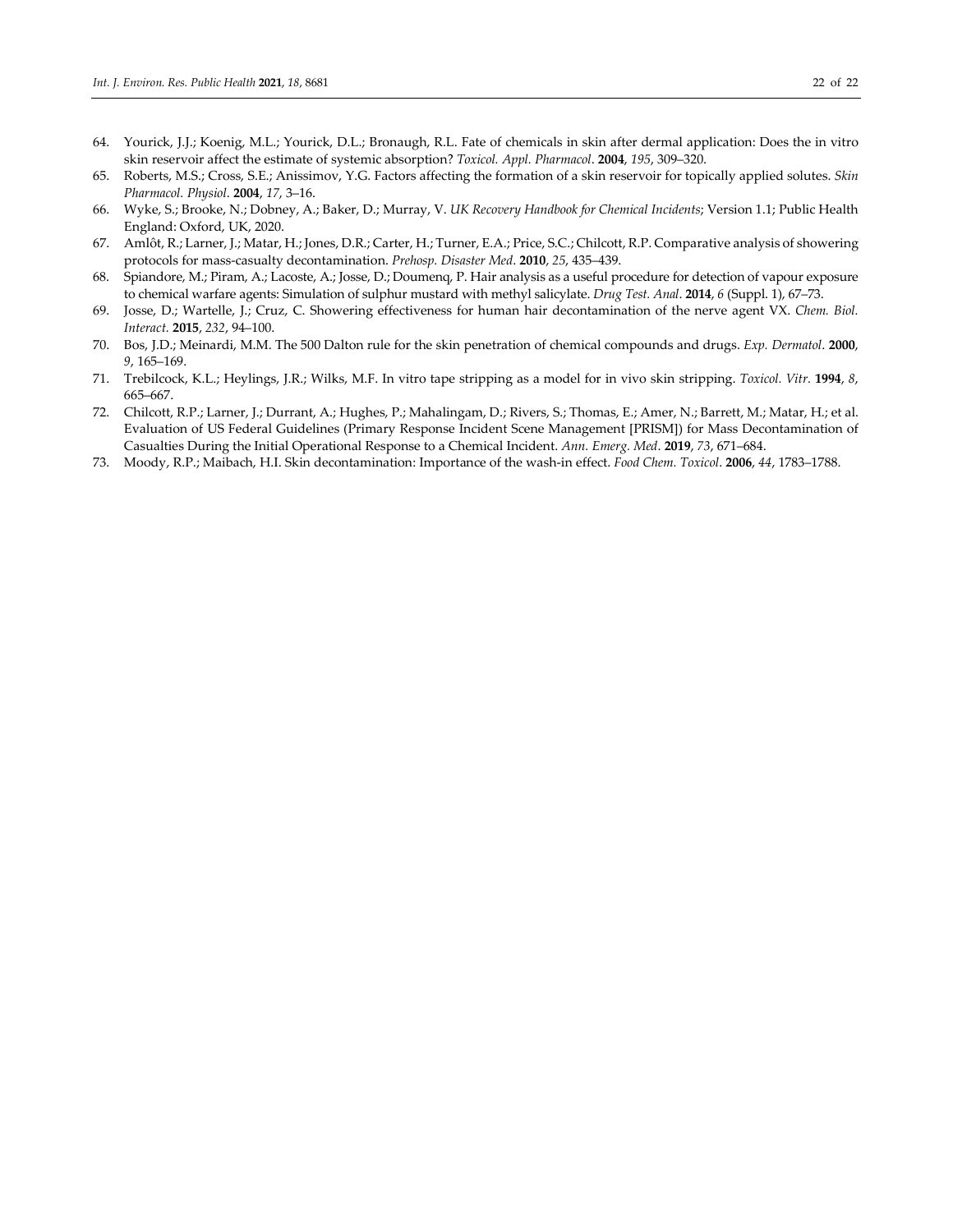64. Yourick, J.J.; Koenig, M.L.; Yourick, D.L.; Bronaugh, R.L. Fate of chemicals in skin after dermal application: Does the in vitro skin reservoir affect the estimate of systemic absorption? *Toxicol. Appl. Pharmacol*. **2004**, *195*, 309–320.
65. Roberts, M.S.; Cross, S.E.; Anissimov, Y.G. Factors affecting the formation of a skin reservoir for topically applied solutes. *Skin Pharmacol. Physiol*. **2004**, *17*, 3–16.
66. Wyke, S.; Brooke, N.; Dobney, A.; Baker, D.; Murray, V. *UK Recovery Handbook for Chemical Incidents*; Version 1.1; Public Health England: Oxford, UK, 2020.
67. Amlôt, R.; Larner, J.; Matar, H.; Jones, D.R.; Carter, H.; Turner, E.A.; Price, S.C.; Chilcott, R.P. Comparative analysis of showering protocols for mass-casualty decontamination. *Prehosp. Disaster Med*. **2010**, *25*, 435–439.
68. Spiandore, M.; Piram, A.; Lacoste, A.; Josse, D.; Doumenq, P. Hair analysis as a useful procedure for detection of vapour exposure to chemical warfare agents: Simulation of sulphur mustard with methyl salicylate. *Drug Test. Anal*. **2014**, *6* (Suppl. 1), 67–73.
69. Josse, D.; Wartelle, J.; Cruz, C. Showering effectiveness for human hair decontamination of the nerve agent VX. *Chem. Biol. Interact.* **2015**, *232*, 94–100.
70. Bos, J.D.; Meinardi, M.M. The 500 Dalton rule for the skin penetration of chemical compounds and drugs. *Exp. Dermatol*. **2000**, *9*, 165–169.
71. Trebilcock, K.L.; Heylings, J.R.; Wilks, M.F. In vitro tape stripping as a model for in vivo skin stripping. *Toxicol. Vitr*. **1994**, *8*, 665–667.
72. Chilcott, R.P.; Larner, J.; Durrant, A.; Hughes, P.; Mahalingam, D.; Rivers, S.; Thomas, E.; Amer, N.; Barrett, M.; Matar, H.; et al. Evaluation of US Federal Guidelines (Primary Response Incident Scene Management [PRISM]) for Mass Decontamination of Casualties During the Initial Operational Response to a Chemical Incident. *Ann. Emerg. Med*. **2019**, *73*, 671–684.
73. Moody, R.P.; Maibach, H.I. Skin decontamination: Importance of the wash-in effect. *Food Chem. Toxicol*. **2006**, *44*, 1783–1788.